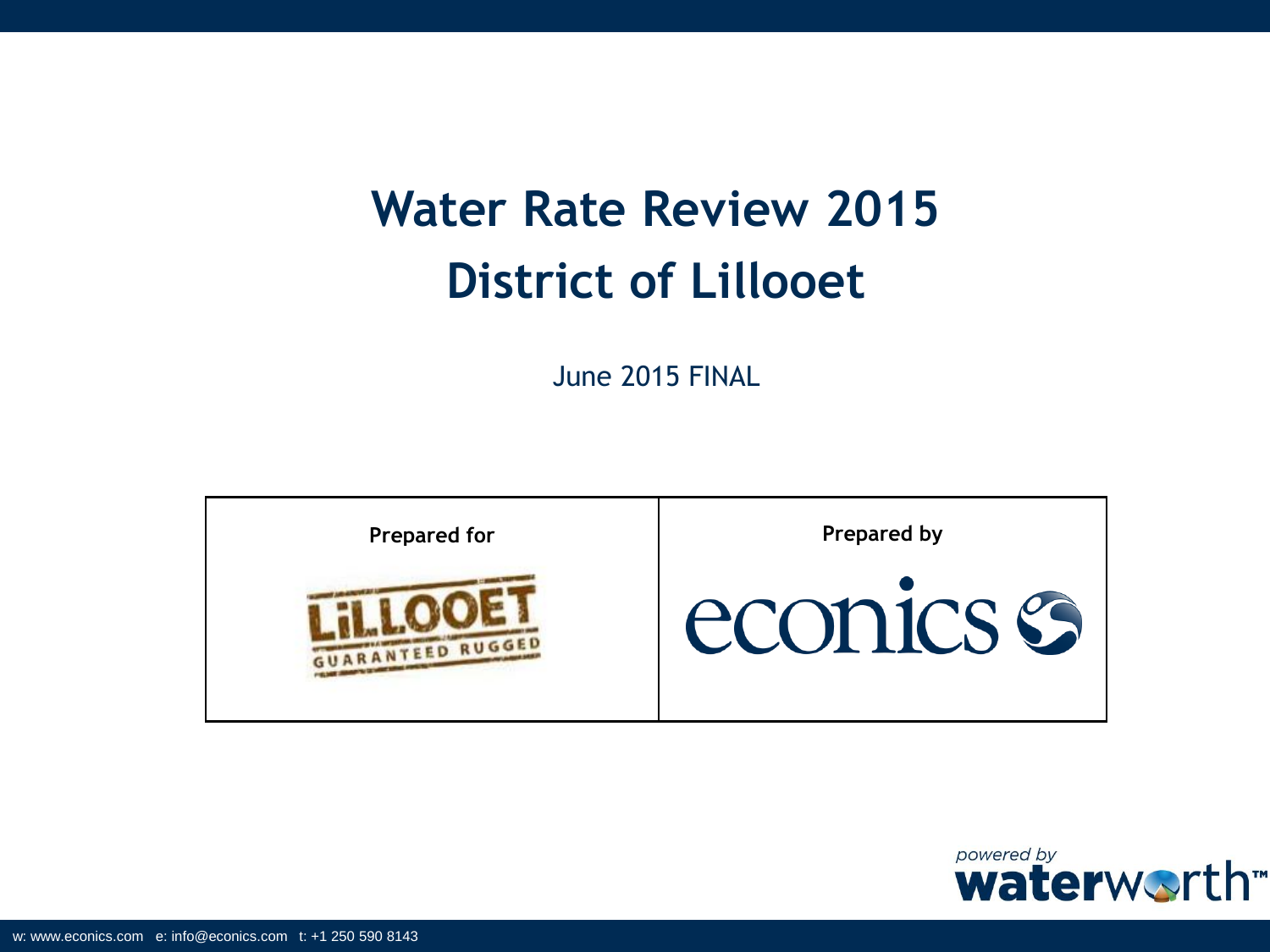# Water Rate Review 2015
# District of Lillooet

June 2015 FINAL

| Prepared for | Prepared by |
| --- | --- |
| LiLLOOET GUARANTEED RUGGED | econics |

powered by waterworth™

w: www.econics.com e: info@econics.com t: +1 250 590 8143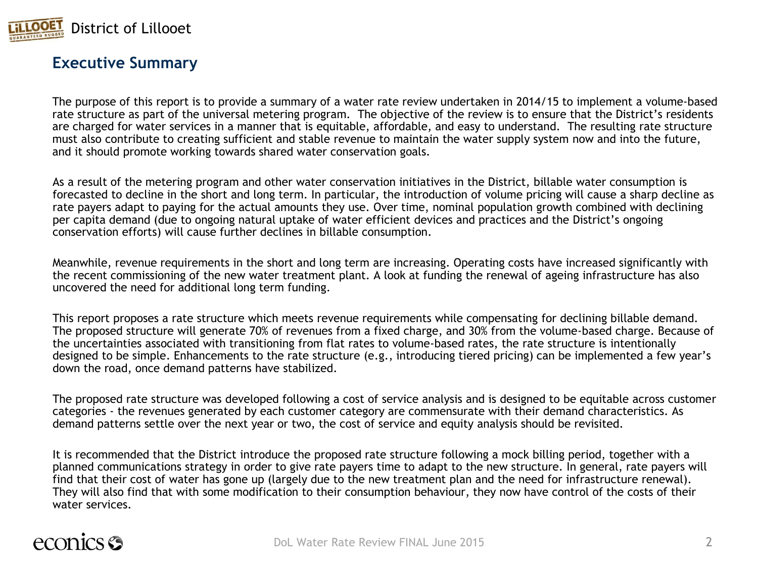## Executive Summary

The purpose of this report is to provide a summary of a water rate review undertaken in 2014/15 to implement a volume-based rate structure as part of the universal metering program. The objective of the review is to ensure that the District's residents are charged for water services in a manner that is equitable, affordable, and easy to understand. The resulting rate structure must also contribute to creating sufficient and stable revenue to maintain the water supply system now and into the future, and it should promote working towards shared water conservation goals.

As a result of the metering program and other water conservation initiatives in the District, billable water consumption is forecasted to decline in the short and long term. In particular, the introduction of volume pricing will cause a sharp decline as rate payers adapt to paying for the actual amounts they use. Over time, nominal population growth combined with declining per capita demand (due to ongoing natural uptake of water efficient devices and practices and the District's ongoing conservation efforts) will cause further declines in billable consumption.

Meanwhile, revenue requirements in the short and long term are increasing. Operating costs have increased significantly with the recent commissioning of the new water treatment plant. A look at funding the renewal of ageing infrastructure has also uncovered the need for additional long term funding.

This report proposes a rate structure which meets revenue requirements while compensating for declining billable demand. The proposed structure will generate 70% of revenues from a fixed charge, and 30% from the volume-based charge. Because of the uncertainties associated with transitioning from flat rates to volume-based rates, the rate structure is intentionally designed to be simple. Enhancements to the rate structure (e.g., introducing tiered pricing) can be implemented a few year's down the road, once demand patterns have stabilized.

The proposed rate structure was developed following a cost of service analysis and is designed to be equitable across customer categories - the revenues generated by each customer category are commensurate with their demand characteristics. As demand patterns settle over the next year or two, the cost of service and equity analysis should be revisited.

It is recommended that the District introduce the proposed rate structure following a mock billing period, together with a planned communications strategy in order to give rate payers time to adapt to the new structure. In general, rate payers will find that their cost of water has gone up (largely due to the new treatment plan and the need for infrastructure renewal). They will also find that with some modification to their consumption behaviour, they now have control of the costs of their water services.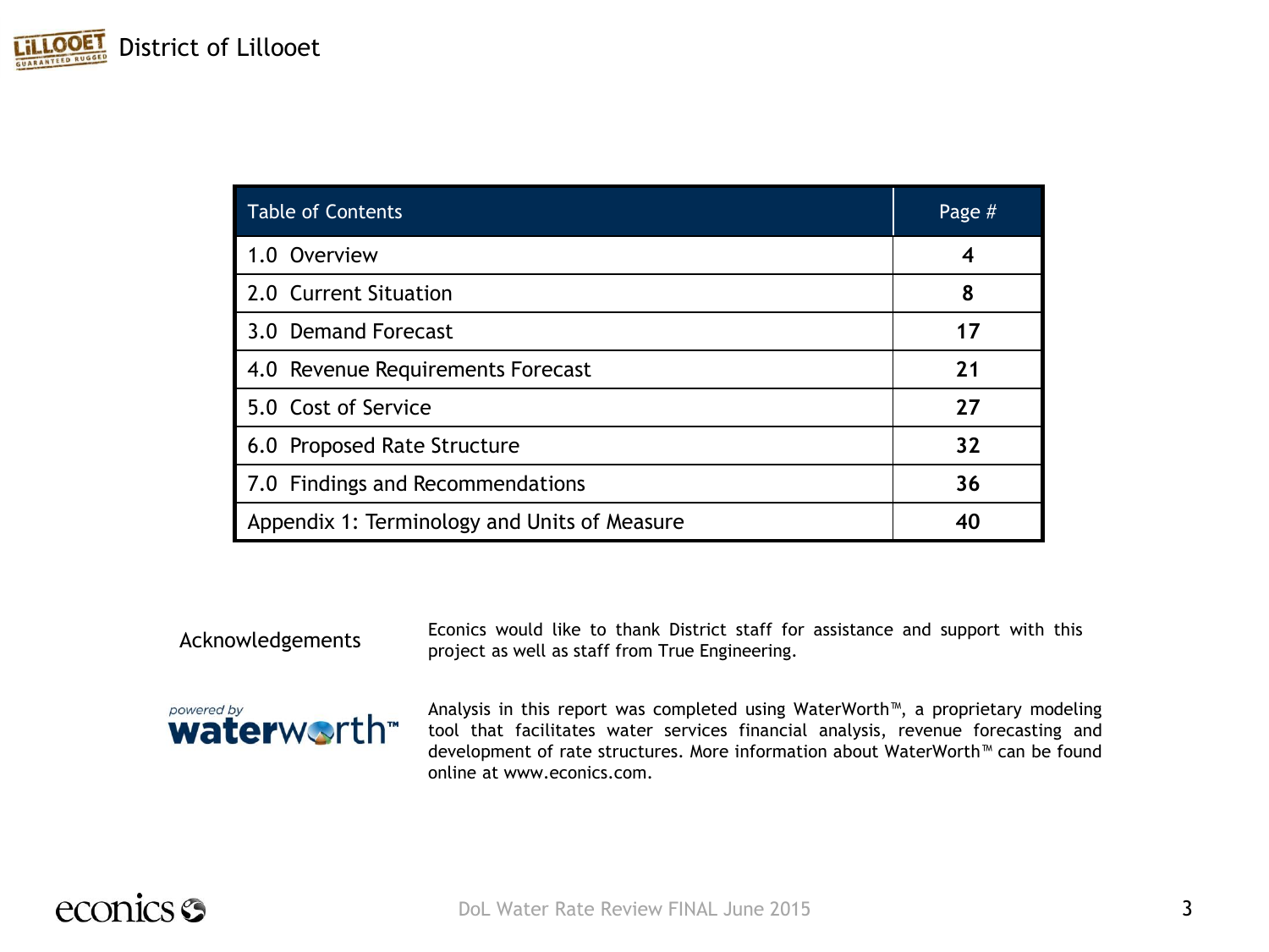| Table of Contents | Page # |
|---|---|
| 1.0 Overview | 4 |
| 2.0 Current Situation | 8 |
| 3.0 Demand Forecast | 17 |
| 4.0 Revenue Requirements Forecast | 21 |
| 5.0 Cost of Service | 27 |
| 6.0 Proposed Rate Structure | 32 |
| 7.0 Findings and Recommendations | 36 |
| Appendix 1: Terminology and Units of Measure | 40 |

Acknowledgements

Econics would like to thank District staff for assistance and support with this project as well as staff from True Engineering.

powered by waterworth™

Analysis in this report was completed using WaterWorth™, a proprietary modeling tool that facilitates water services financial analysis, revenue forecasting and development of rate structures. More information about WaterWorth™ can be found online at www.econics.com.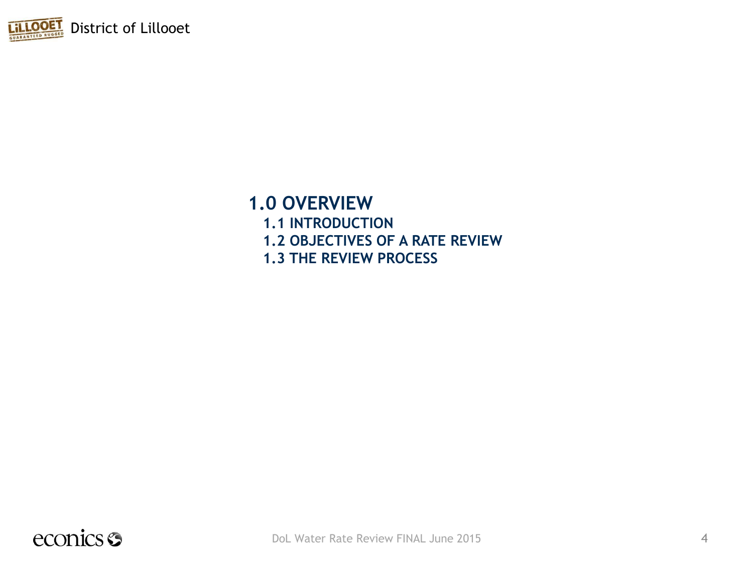# 1.0 OVERVIEW

## 1.1 INTRODUCTION

## 1.2 OBJECTIVES OF A RATE REVIEW

## 1.3 THE REVIEW PROCESS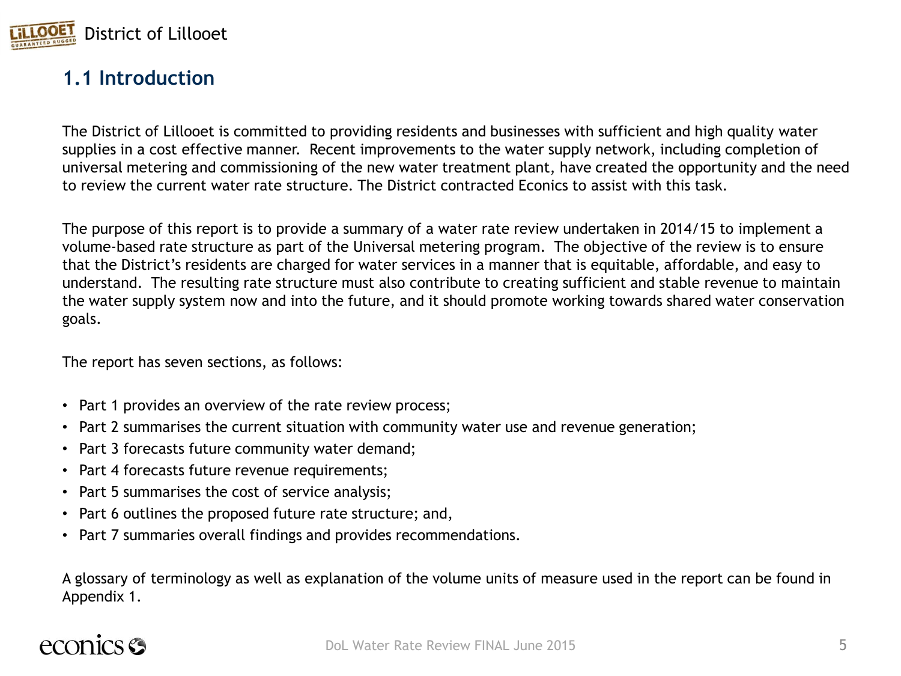## 1.1 Introduction

The District of Lillooet is committed to providing residents and businesses with sufficient and high quality water supplies in a cost effective manner. Recent improvements to the water supply network, including completion of universal metering and commissioning of the new water treatment plant, have created the opportunity and the need to review the current water rate structure. The District contracted Econics to assist with this task.

The purpose of this report is to provide a summary of a water rate review undertaken in 2014/15 to implement a volume-based rate structure as part of the Universal metering program. The objective of the review is to ensure that the District's residents are charged for water services in a manner that is equitable, affordable, and easy to understand. The resulting rate structure must also contribute to creating sufficient and stable revenue to maintain the water supply system now and into the future, and it should promote working towards shared water conservation goals.

The report has seven sections, as follows:

- Part 1 provides an overview of the rate review process;
- Part 2 summarises the current situation with community water use and revenue generation;
- Part 3 forecasts future community water demand;
- Part 4 forecasts future revenue requirements;
- Part 5 summarises the cost of service analysis;
- Part 6 outlines the proposed future rate structure; and,
- Part 7 summaries overall findings and provides recommendations.

A glossary of terminology as well as explanation of the volume units of measure used in the report can be found in Appendix 1.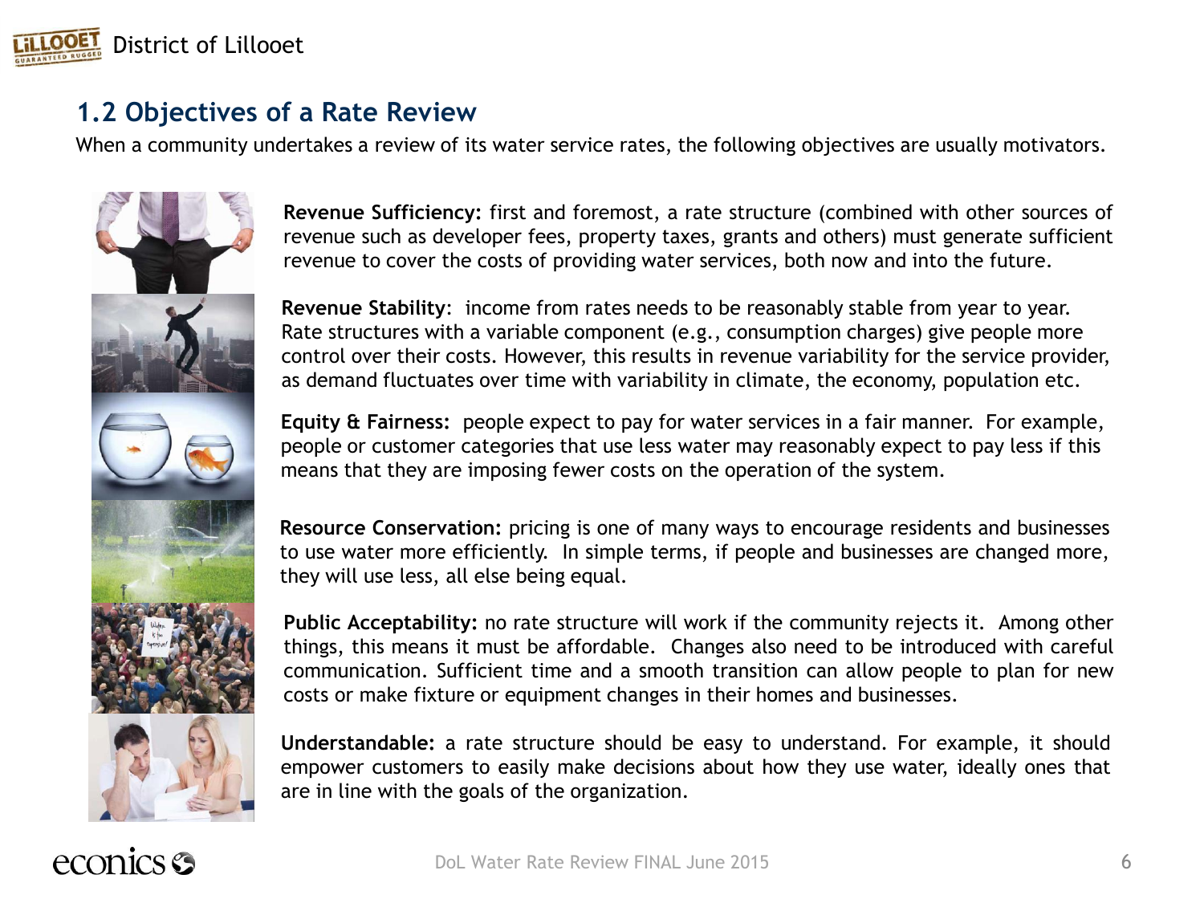## 1.2 Objectives of a Rate Review

When a community undertakes a review of its water service rates, the following objectives are usually motivators.

**Revenue Sufficiency:** first and foremost, a rate structure (combined with other sources of revenue such as developer fees, property taxes, grants and others) must generate sufficient revenue to cover the costs of providing water services, both now and into the future.

**Revenue Stability**: income from rates needs to be reasonably stable from year to year. Rate structures with a variable component (e.g., consumption charges) give people more control over their costs. However, this results in revenue variability for the service provider, as demand fluctuates over time with variability in climate, the economy, population etc.

**Equity & Fairness:** people expect to pay for water services in a fair manner. For example, people or customer categories that use less water may reasonably expect to pay less if this means that they are imposing fewer costs on the operation of the system.

**Resource Conservation:** pricing is one of many ways to encourage residents and businesses to use water more efficiently. In simple terms, if people and businesses are changed more, they will use less, all else being equal.

**Public Acceptability:** no rate structure will work if the community rejects it. Among other things, this means it must be affordable. Changes also need to be introduced with careful communication. Sufficient time and a smooth transition can allow people to plan for new costs or make fixture or equipment changes in their homes and businesses.

**Understandable:** a rate structure should be easy to understand. For example, it should empower customers to easily make decisions about how they use water, ideally ones that are in line with the goals of the organization.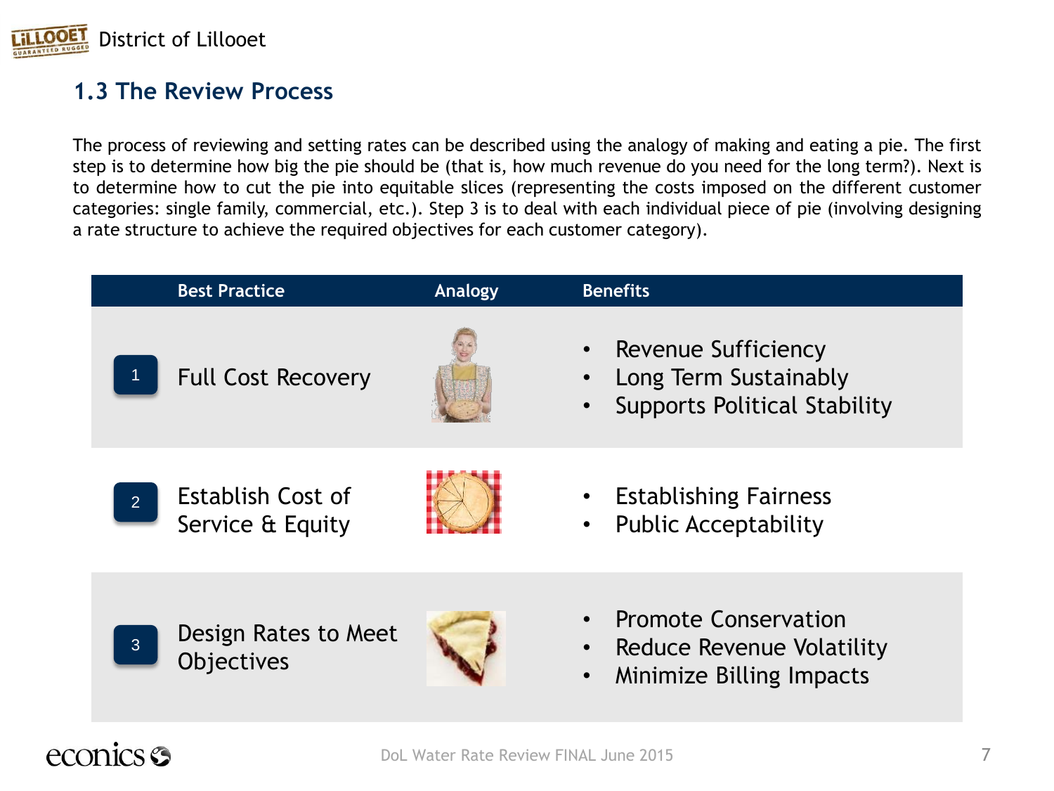## 1.3 The Review Process

The process of reviewing and setting rates can be described using the analogy of making and eating a pie. The first step is to determine how big the pie should be (that is, how much revenue do you need for the long term?). Next is to determine how to cut the pie into equitable slices (representing the costs imposed on the different customer categories: single family, commercial, etc.). Step 3 is to deal with each individual piece of pie (involving designing a rate structure to achieve the required objectives for each customer category).

| | Best Practice | Analogy | Benefits |
|---|---|---|---|
| 1 | Full Cost Recovery | | • Revenue Sufficiency<br>• Long Term Sustainably<br>• Supports Political Stability |
| 2 | Establish Cost of Service & Equity | | • Establishing Fairness<br>• Public Acceptability |
| 3 | Design Rates to Meet Objectives | | • Promote Conservation<br>• Reduce Revenue Volatility<br>• Minimize Billing Impacts |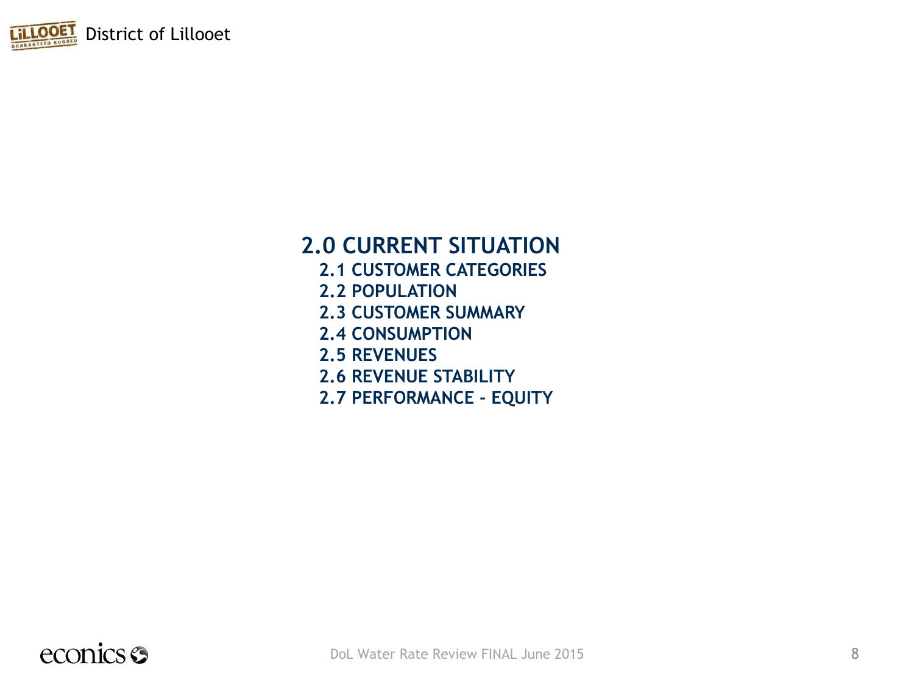# 2.0 CURRENT SITUATION

## 2.1 CUSTOMER CATEGORIES
## 2.2 POPULATION
## 2.3 CUSTOMER SUMMARY
## 2.4 CONSUMPTION
## 2.5 REVENUES
## 2.6 REVENUE STABILITY
## 2.7 PERFORMANCE - EQUITY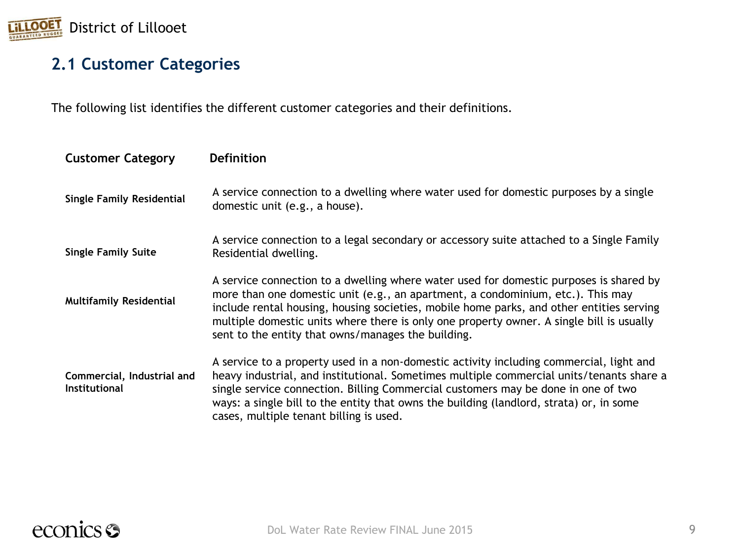## 2.1 Customer Categories

The following list identifies the different customer categories and their definitions.

| Customer Category | Definition |
|---|---|
| **Single Family Residential** | A service connection to a dwelling where water used for domestic purposes by a single domestic unit (e.g., a house). |
| **Single Family Suite** | A service connection to a legal secondary or accessory suite attached to a Single Family Residential dwelling. |
| **Multifamily Residential** | A service connection to a dwelling where water used for domestic purposes is shared by more than one domestic unit (e.g., an apartment, a condominium, etc.). This may include rental housing, housing societies, mobile home parks, and other entities serving multiple domestic units where there is only one property owner. A single bill is usually sent to the entity that owns/manages the building. |
| **Commercial, Industrial and Institutional** | A service to a property used in a non-domestic activity including commercial, light and heavy industrial, and institutional. Sometimes multiple commercial units/tenants share a single service connection. Billing Commercial customers may be done in one of two ways: a single bill to the entity that owns the building (landlord, strata) or, in some cases, multiple tenant billing is used. |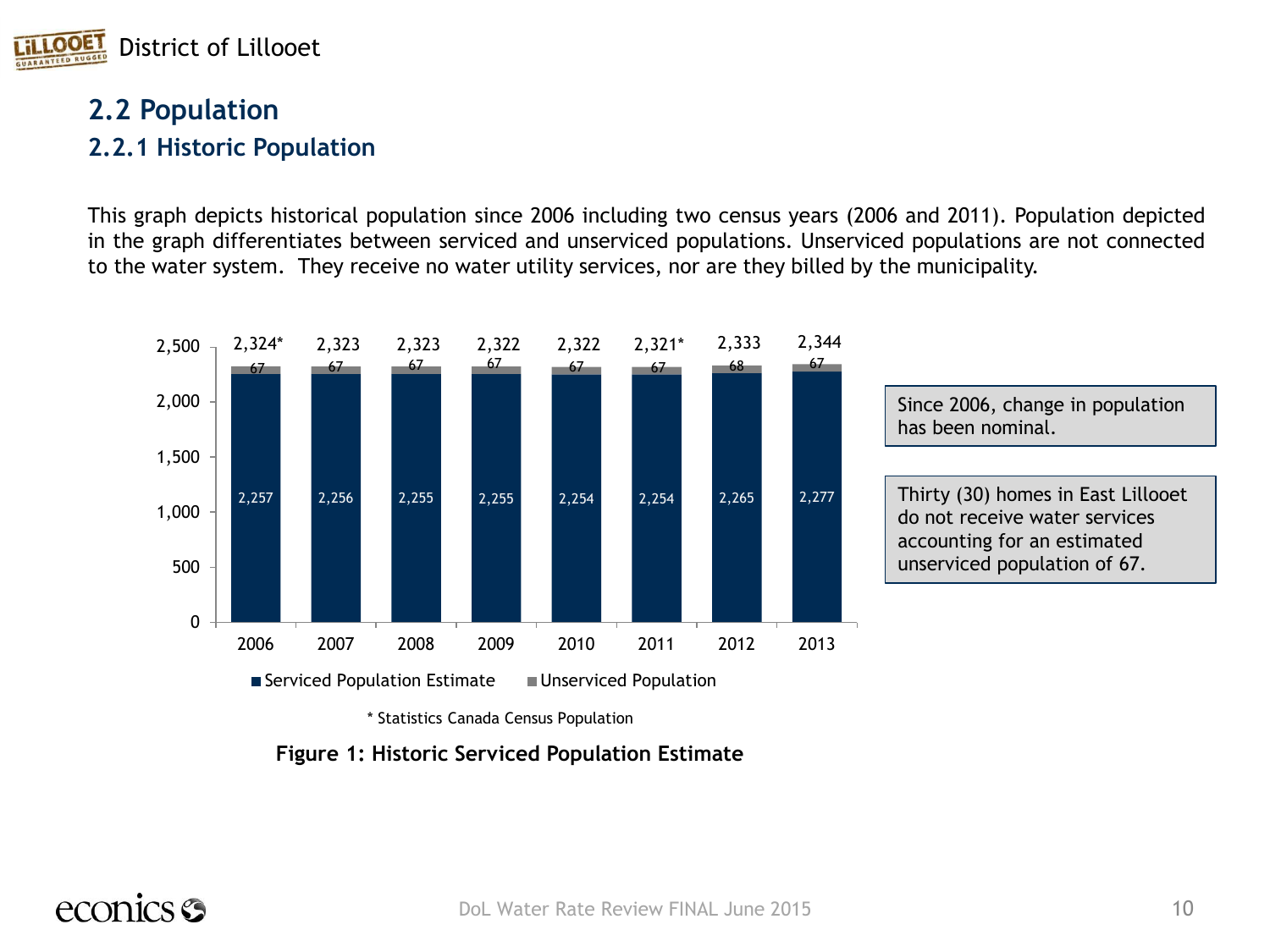## 2.2 Population

### 2.2.1 Historic Population

This graph depicts historical population since 2006 including two census years (2006 and 2011). Population depicted in the graph differentiates between serviced and unserviced populations. Unserviced populations are not connected to the water system. They receive no water utility services, nor are they billed by the municipality.

| Year | Serviced Population Estimate | Unserviced Population | Total |
|---|---|---|---|
| 2006 | 2,257 | 67 | 2,324* |
| 2007 | 2,256 | 67 | 2,323 |
| 2008 | 2,255 | 67 | 2,323 |
| 2009 | 2,255 | 67 | 2,322 |
| 2010 | 2,254 | 67 | 2,322 |
| 2011 | 2,254 | 67 | 2,321* |
| 2012 | 2,265 | 68 | 2,333 |
| 2013 | 2,277 | 67 | 2,344 |

\* Statistics Canada Census Population

**Figure 1: Historic Serviced Population Estimate**

Since 2006, change in population has been nominal.

Thirty (30) homes in East Lillooet do not receive water services accounting for an estimated unserviced population of 67.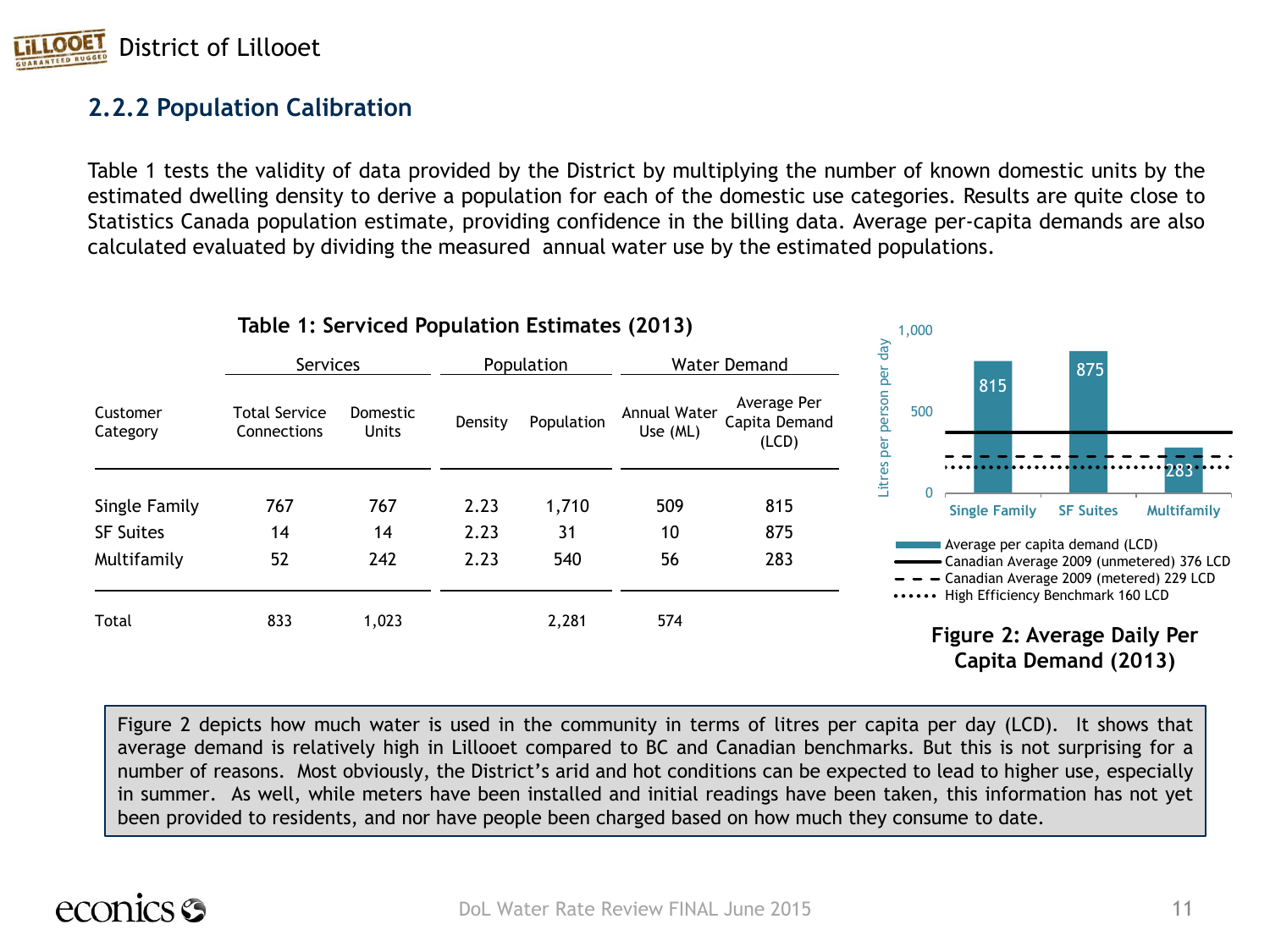### 2.2.2 Population Calibration

Table 1 tests the validity of data provided by the District by multiplying the number of known domestic units by the estimated dwelling density to derive a population for each of the domestic use categories. Results are quite close to Statistics Canada population estimate, providing confidence in the billing data. Average per-capita demands are also calculated evaluated by dividing the measured annual water use by the estimated populations.

**Table 1: Serviced Population Estimates (2013)**

| | Services | | Population | | Water Demand | |
|---|---|---|---|---|---|---|
| Customer Category | Total Service Connections | Domestic Units | Density | Population | Annual Water Use (ML) | Average Per Capita Demand (LCD) |
| Single Family | 767 | 767 | 2.23 | 1,710 | 509 | 815 |
| SF Suites | 14 | 14 | 2.23 | 31 | 10 | 875 |
| Multifamily | 52 | 242 | 2.23 | 540 | 56 | 283 |
| Total | 833 | 1,023 | | 2,281 | 574 | |

| Category | Average per capita demand (LCD) |
|---|---|
| Single Family | 815 |
| SF Suites | 875 |
| Multifamily | 283 |

Litres per person per day

- Average per capita demand (LCD)
- Canadian Average 2009 (unmetered) 376 LCD
- Canadian Average 2009 (metered) 229 LCD
- High Efficiency Benchmark 160 LCD

**Figure 2: Average Daily Per Capita Demand (2013)**

> Figure 2 depicts how much water is used in the community in terms of litres per capita per day (LCD). It shows that average demand is relatively high in Lillooet compared to BC and Canadian benchmarks. But this is not surprising for a number of reasons. Most obviously, the District's arid and hot conditions can be expected to lead to higher use, especially in summer. As well, while meters have been installed and initial readings have been taken, this information has not yet been provided to residents, and nor have people been charged based on how much they consume to date.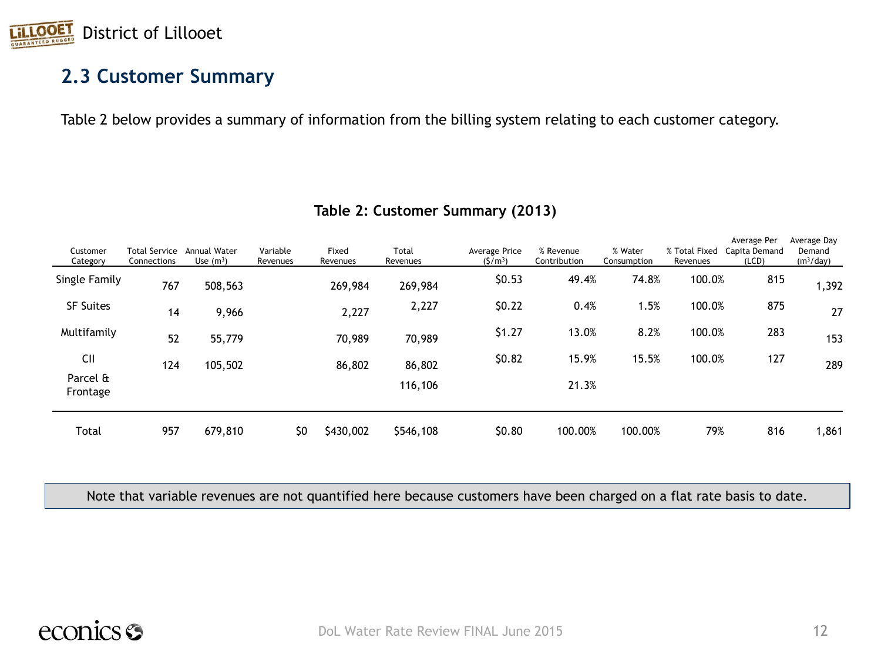## 2.3 Customer Summary

Table 2 below provides a summary of information from the billing system relating to each customer category.

**Table 2: Customer Summary (2013)**

| Customer Category | Total Service Connections | Annual Water Use ($m^3$) | Variable Revenues | Fixed Revenues | Total Revenues | Average Price ($\$/m^3$) | % Revenue Contribution | % Water Consumption | % Total Fixed Revenues | Average Per Capita Demand (LCD) | Average Day Demand ($m^3$/day) |
|---|---|---|---|---|---|---|---|---|---|---|---|
| Single Family | 767 | 508,563 | | 269,984 | 269,984 | $0.53 | 49.4% | 74.8% | 100.0% | 815 | 1,392 |
| SF Suites | 14 | 9,966 | | 2,227 | 2,227 | $0.22 | 0.4% | 1.5% | 100.0% | 875 | 27 |
| Multifamily | 52 | 55,779 | | 70,989 | 70,989 | $1.27 | 13.0% | 8.2% | 100.0% | 283 | 153 |
| CII | 124 | 105,502 | | 86,802 | 86,802 | $0.82 | 15.9% | 15.5% | 100.0% | 127 | 289 |
| Parcel & Frontage | | | | | 116,106 | | 21.3% | | | | |
| Total | 957 | 679,810 | $0 | $430,002 | $546,108 | $0.80 | 100.00% | 100.00% | 79% | 816 | 1,861 |

Note that variable revenues are not quantified here because customers have been charged on a flat rate basis to date.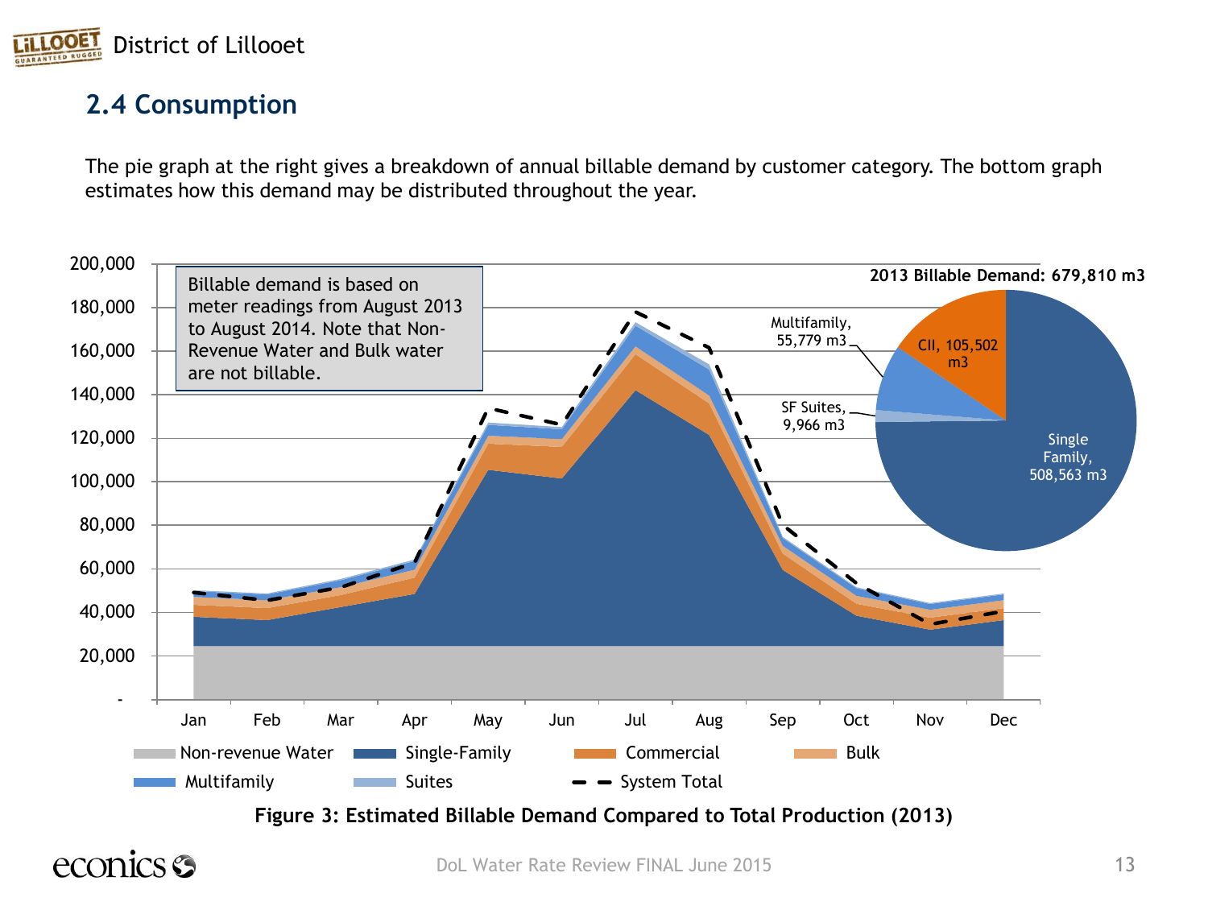## 2.4 Consumption

The pie graph at the right gives a breakdown of annual billable demand by customer category. The bottom graph estimates how this demand may be distributed throughout the year.

Billable demand is based on meter readings from August 2013 to August 2014. Note that Non-Revenue Water and Bulk water are not billable.

**2013 Billable Demand: 679,810 m3**

- Single Family, 508,563 m3
- CII, 105,502 m3
- Multifamily, 55,779 m3
- SF Suites, 9,966 m3

Legend: Non-revenue Water, Single-Family, Commercial, Bulk, Multifamily, Suites, System Total

**Figure 3: Estimated Billable Demand Compared to Total Production (2013)**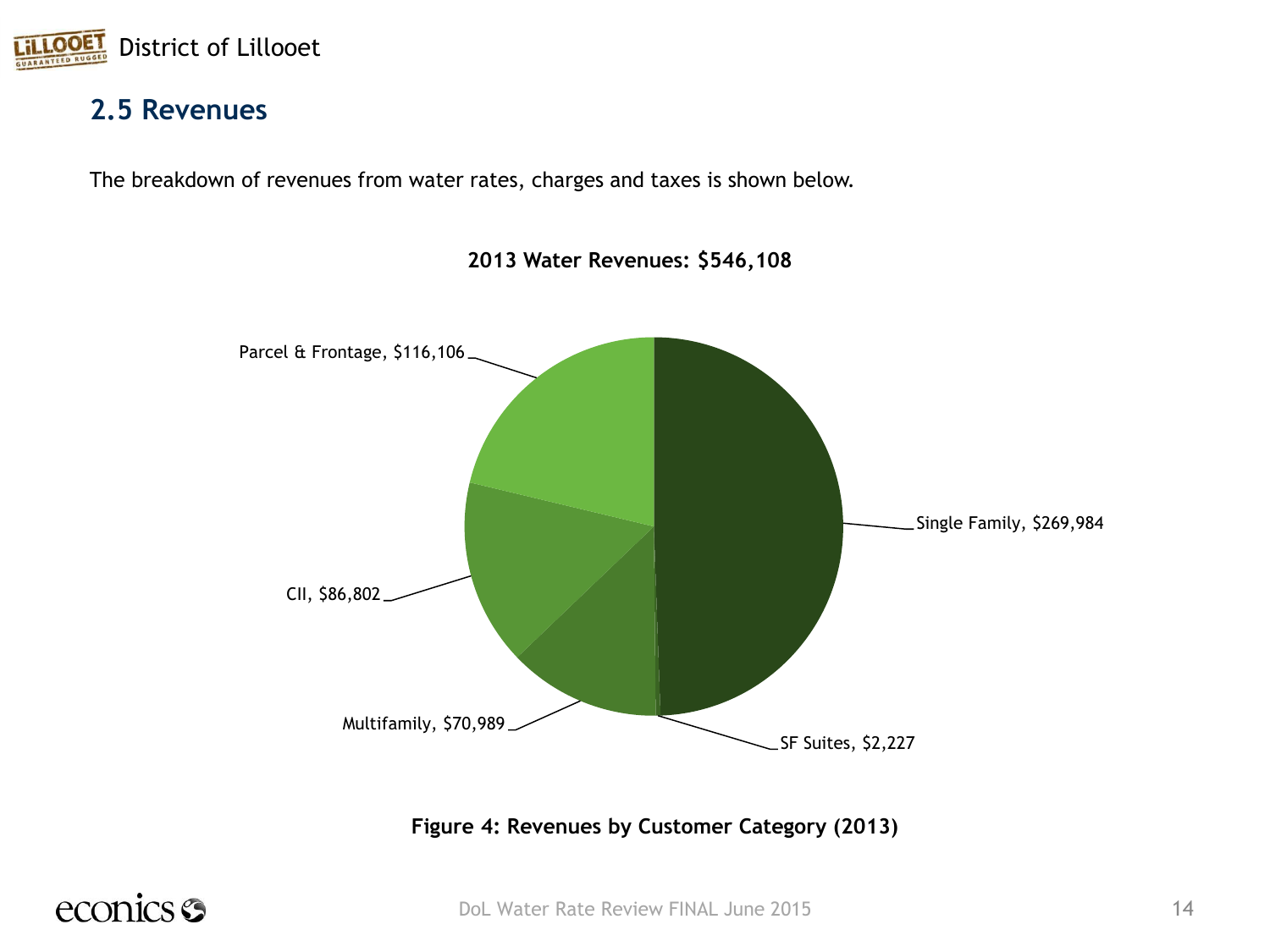## 2.5 Revenues

The breakdown of revenues from water rates, charges and taxes is shown below.

**2013 Water Revenues: $546,108**

Parcel & Frontage, $116,106

Single Family, $269,984

CII, $86,802

Multifamily, $70,989

SF Suites, $2,227

**Figure 4: Revenues by Customer Category (2013)**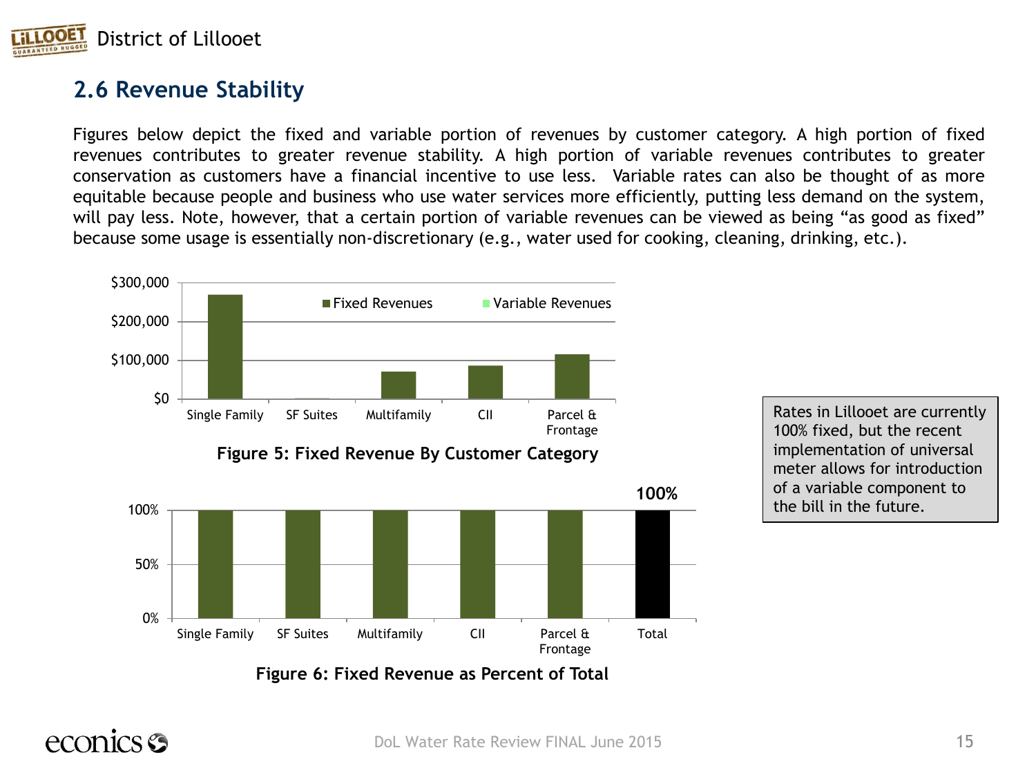## 2.6 Revenue Stability

Figures below depict the fixed and variable portion of revenues by customer category. A high portion of fixed revenues contributes to greater revenue stability. A high portion of variable revenues contributes to greater conservation as customers have a financial incentive to use less. Variable rates can also be thought of as more equitable because people and business who use water services more efficiently, putting less demand on the system, will pay less. Note, however, that a certain portion of variable revenues can be viewed as being "as good as fixed" because some usage is essentially non-discretionary (e.g., water used for cooking, cleaning, drinking, etc.).

**Figure 5: Fixed Revenue By Customer Category**

**Figure 6: Fixed Revenue as Percent of Total**

Rates in Lillooet are currently 100% fixed, but the recent implementation of universal meter allows for introduction of a variable component to the bill in the future.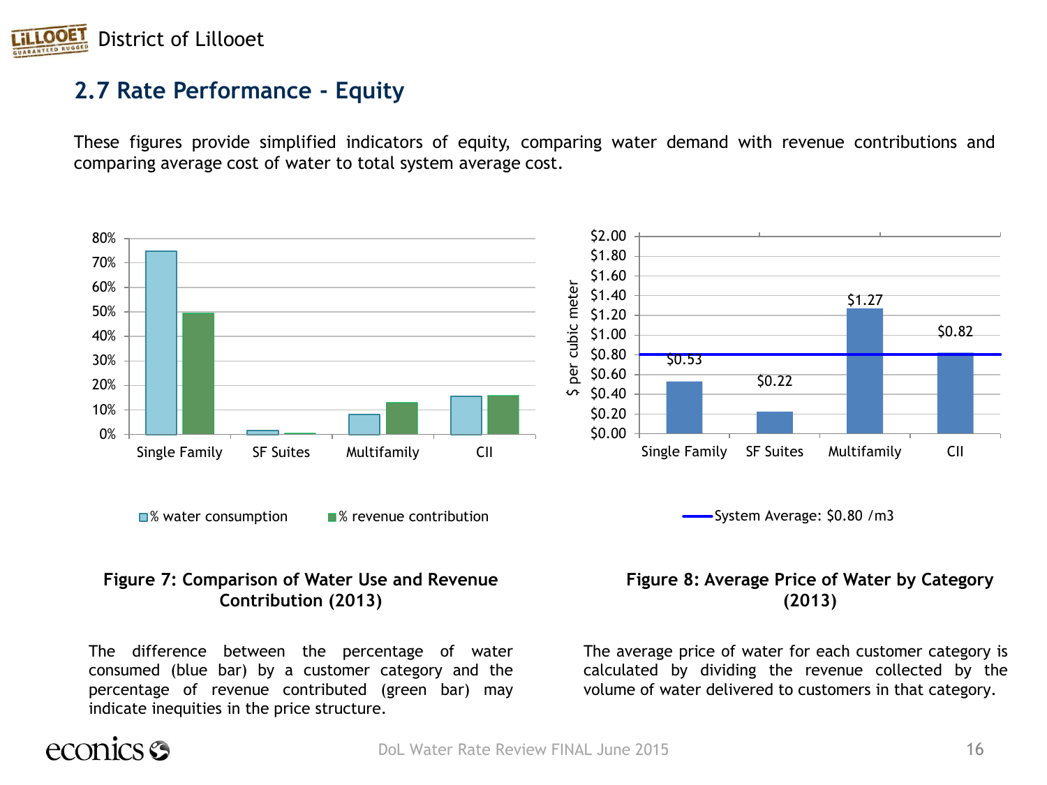## 2.7 Rate Performance - Equity

These figures provide simplified indicators of equity, comparing water demand with revenue contributions and comparing average cost of water to total system average cost.

**Figure 7: Comparison of Water Use and Revenue Contribution (2013)**

The difference between the percentage of water consumed (blue bar) by a customer category and the percentage of revenue contributed (green bar) may indicate inequities in the price structure.

**Figure 8: Average Price of Water by Category (2013)**

The average price of water for each customer category is calculated by dividing the revenue collected by the volume of water delivered to customers in that category.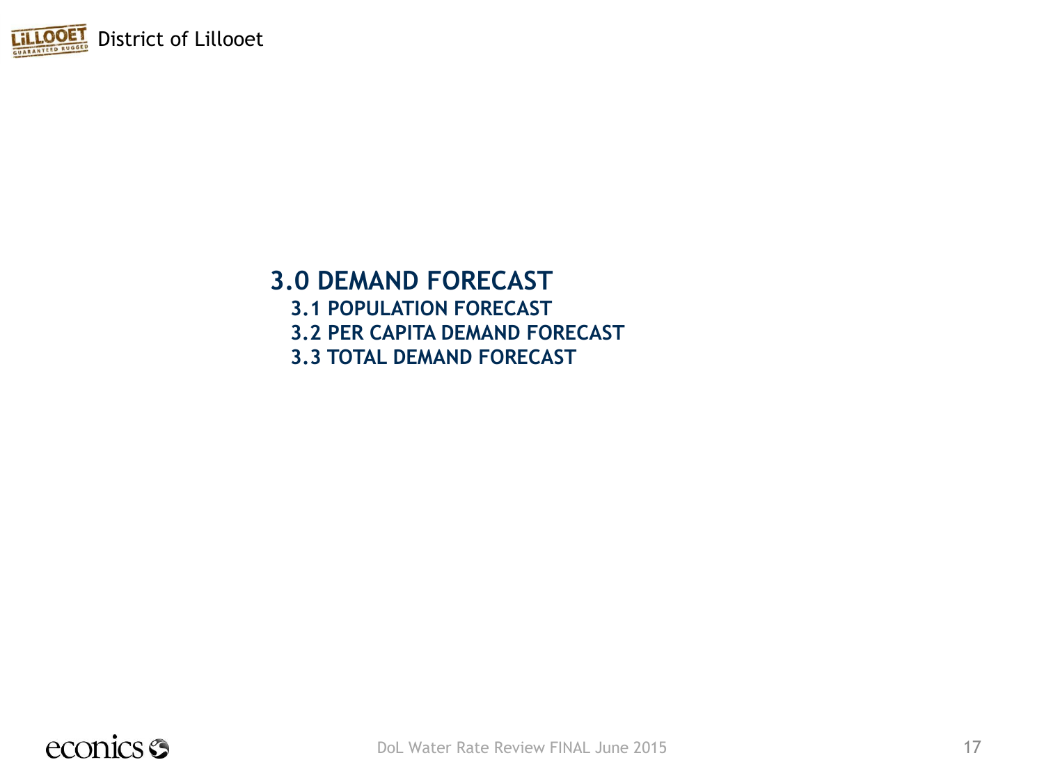# 3.0 DEMAND FORECAST

## 3.1 POPULATION FORECAST

## 3.2 PER CAPITA DEMAND FORECAST

## 3.3 TOTAL DEMAND FORECAST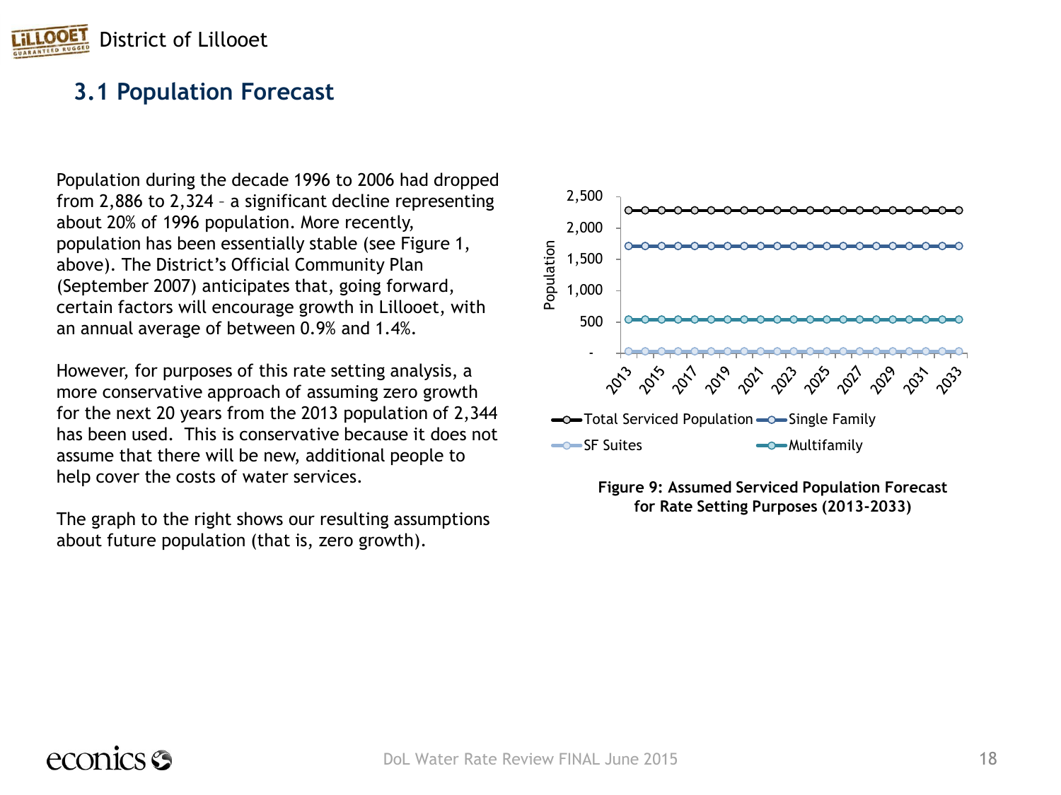## 3.1 Population Forecast

Population during the decade 1996 to 2006 had dropped from 2,886 to 2,324 – a significant decline representing about 20% of 1996 population. More recently, population has been essentially stable (see Figure 1, above). The District's Official Community Plan (September 2007) anticipates that, going forward, certain factors will encourage growth in Lillooet, with an annual average of between 0.9% and 1.4%.

However, for purposes of this rate setting analysis, a more conservative approach of assuming zero growth for the next 20 years from the 2013 population of 2,344 has been used. This is conservative because it does not assume that there will be new, additional people to help cover the costs of water services.

The graph to the right shows our resulting assumptions about future population (that is, zero growth).

**Figure 9: Assumed Serviced Population Forecast for Rate Setting Purposes (2013-2033)**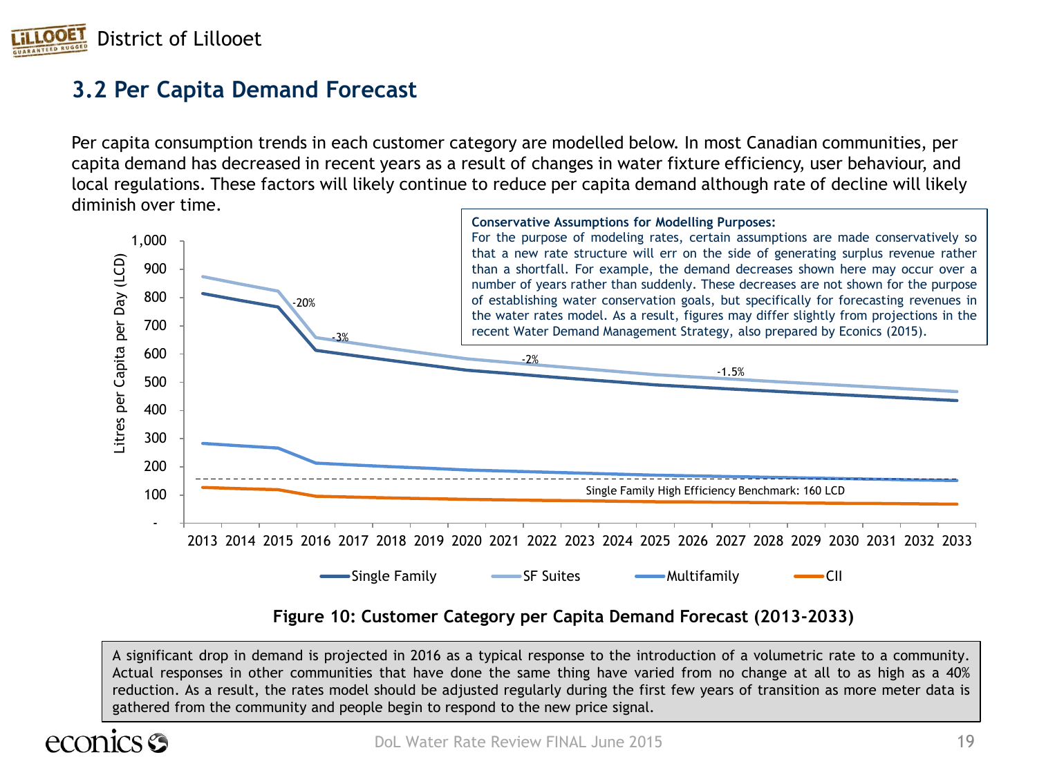## 3.2 Per Capita Demand Forecast

Per capita consumption trends in each customer category are modelled below. In most Canadian communities, per capita demand has decreased in recent years as a result of changes in water fixture efficiency, user behaviour, and local regulations. These factors will likely continue to reduce per capita demand although rate of decline will likely diminish over time.

**Conservative Assumptions for Modelling Purposes:**
For the purpose of modeling rates, certain assumptions are made conservatively so that a new rate structure will err on the side of generating surplus revenue rather than a shortfall. For example, the demand decreases shown here may occur over a number of years rather than suddenly. These decreases are not shown for the purpose of establishing water conservation goals, but specifically for forecasting revenues in the water rates model. As a result, figures may differ slightly from projections in the recent Water Demand Management Strategy, also prepared by Econics (2015).

**Figure 10: Customer Category per Capita Demand Forecast (2013-2033)**

A significant drop in demand is projected in 2016 as a typical response to the introduction of a volumetric rate to a community. Actual responses in other communities that have done the same thing have varied from no change at all to as high as a 40% reduction. As a result, the rates model should be adjusted regularly during the first few years of transition as more meter data is gathered from the community and people begin to respond to the new price signal.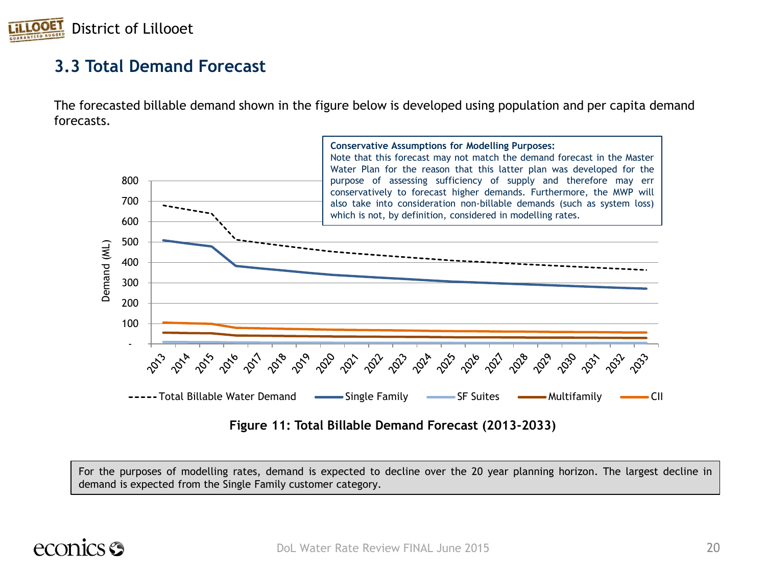## 3.3 Total Demand Forecast

The forecasted billable demand shown in the figure below is developed using population and per capita demand forecasts.

**Conservative Assumptions for Modelling Purposes:**
Note that this forecast may not match the demand forecast in the Master Water Plan for the reason that this latter plan was developed for the purpose of assessing sufficiency of supply and therefore may err conservatively to forecast higher demands. Furthermore, the MWP will also take into consideration non-billable demands (such as system loss) which is not, by definition, considered in modelling rates.

**Figure 11: Total Billable Demand Forecast (2013-2033)**

For the purposes of modelling rates, demand is expected to decline over the 20 year planning horizon. The largest decline in demand is expected from the Single Family customer category.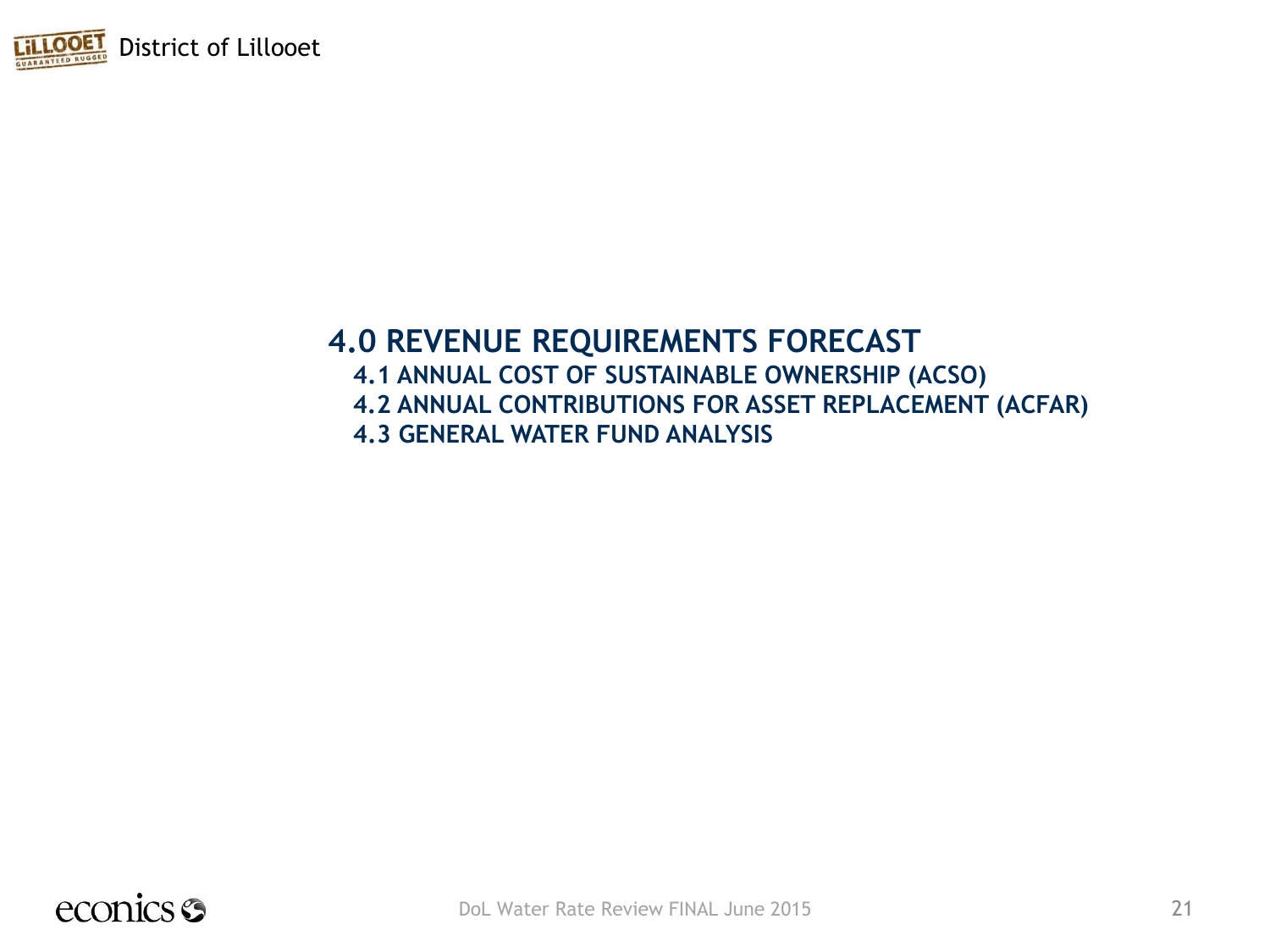# 4.0 REVENUE REQUIREMENTS FORECAST

## 4.1 ANNUAL COST OF SUSTAINABLE OWNERSHIP (ACSO)

## 4.2 ANNUAL CONTRIBUTIONS FOR ASSET REPLACEMENT (ACFAR)

## 4.3 GENERAL WATER FUND ANALYSIS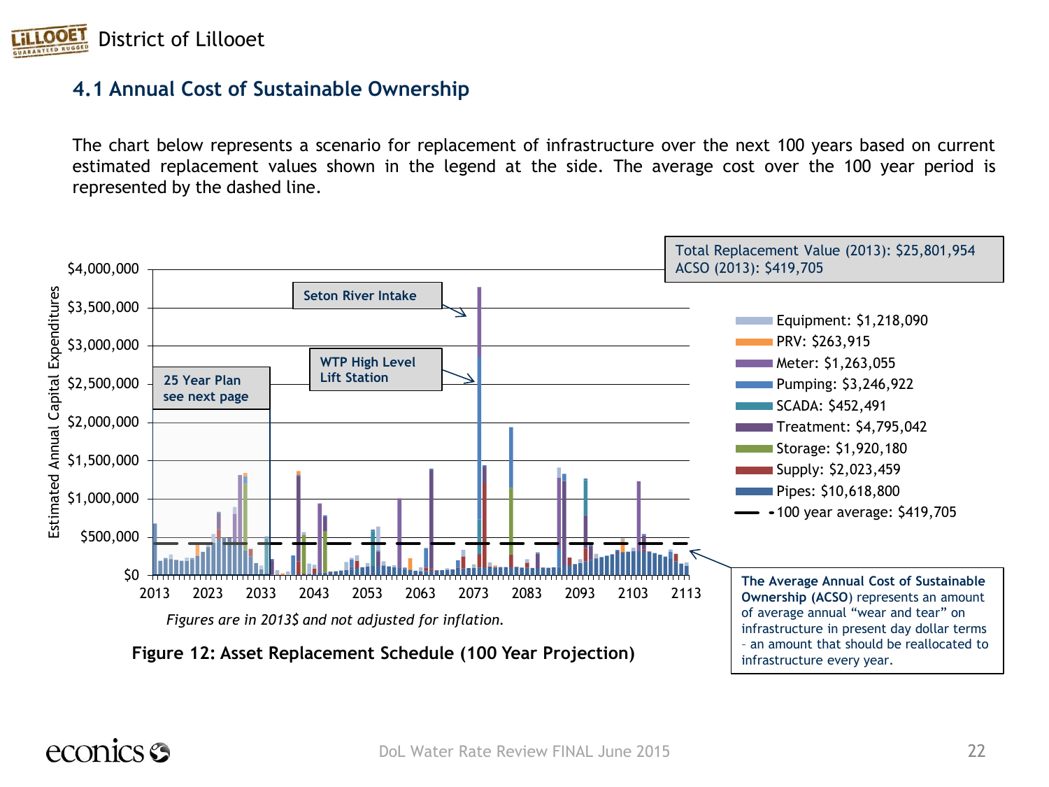## 4.1 Annual Cost of Sustainable Ownership

The chart below represents a scenario for replacement of infrastructure over the next 100 years based on current estimated replacement values shown in the legend at the side. The average cost over the 100 year period is represented by the dashed line.

Total Replacement Value (2013): $25,801,954
ACSO (2013): $419,705

Seton River Intake

WTP High Level Lift Station

25 Year Plan see next page

| Legend | Value |
|---|---|
| Equipment | $1,218,090 |
| PRV | $263,915 |
| Meter | $1,263,055 |
| Pumping | $3,246,922 |
| SCADA | $452,491 |
| Treatment | $4,795,042 |
| Storage | $1,920,180 |
| Supply | $2,023,459 |
| Pipes | $10,618,800 |
| 100 year average | $419,705 |

Estimated Annual Capital Expenditures

*Figures are in 2013$ and not adjusted for inflation.*

**Figure 12: Asset Replacement Schedule (100 Year Projection)**

**The Average Annual Cost of Sustainable Ownership (ACSO)** represents an amount of average annual "wear and tear" on infrastructure in present day dollar terms – an amount that should be reallocated to infrastructure every year.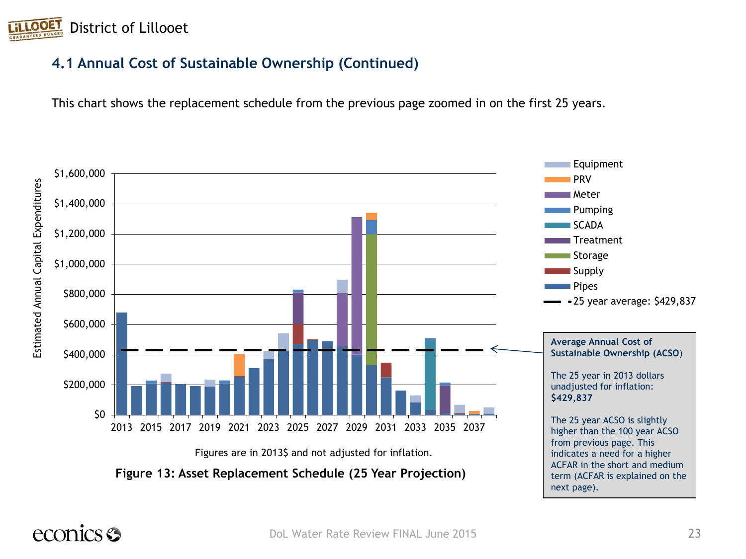## 4.1 Annual Cost of Sustainable Ownership (Continued)

This chart shows the replacement schedule from the previous page zoomed in on the first 25 years.

Figures are in 2013$ and not adjusted for inflation.

**Figure 13: Asset Replacement Schedule (25 Year Projection)**

**Average Annual Cost of Sustainable Ownership (ACSO)**

The 25 year in 2013 dollars unadjusted for inflation: **$429,837**

The 25 year ACSO is slightly higher than the 100 year ACSO from previous page. This indicates a need for a higher ACFAR in the short and medium term (ACFAR is explained on the next page).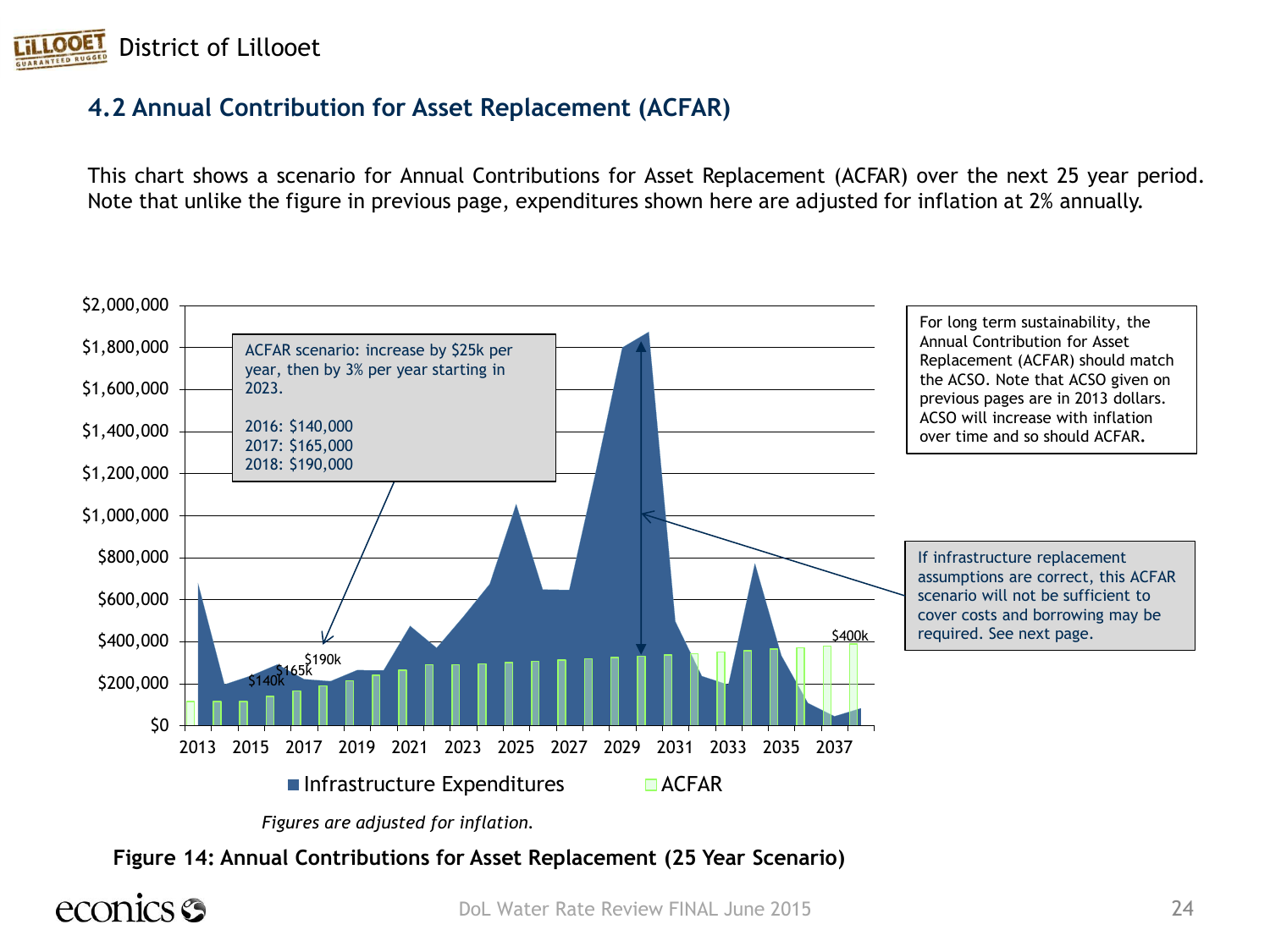## 4.2 Annual Contribution for Asset Replacement (ACFAR)

This chart shows a scenario for Annual Contributions for Asset Replacement (ACFAR) over the next 25 year period. Note that unlike the figure in previous page, expenditures shown here are adjusted for inflation at 2% annually.

ACFAR scenario: increase by $25k per year, then by 3% per year starting in 2023.

2016: $140,000
2017: $165,000
2018: $190,000

For long term sustainability, the Annual Contribution for Asset Replacement (ACFAR) should match the ACSO. Note that ACSO given on previous pages are in 2013 dollars. ACSO will increase with inflation over time and so should ACFAR.

If infrastructure replacement assumptions are correct, this ACFAR scenario will not be sufficient to cover costs and borrowing may be required. See next page.

*Figures are adjusted for inflation.*

**Figure 14: Annual Contributions for Asset Replacement (25 Year Scenario)**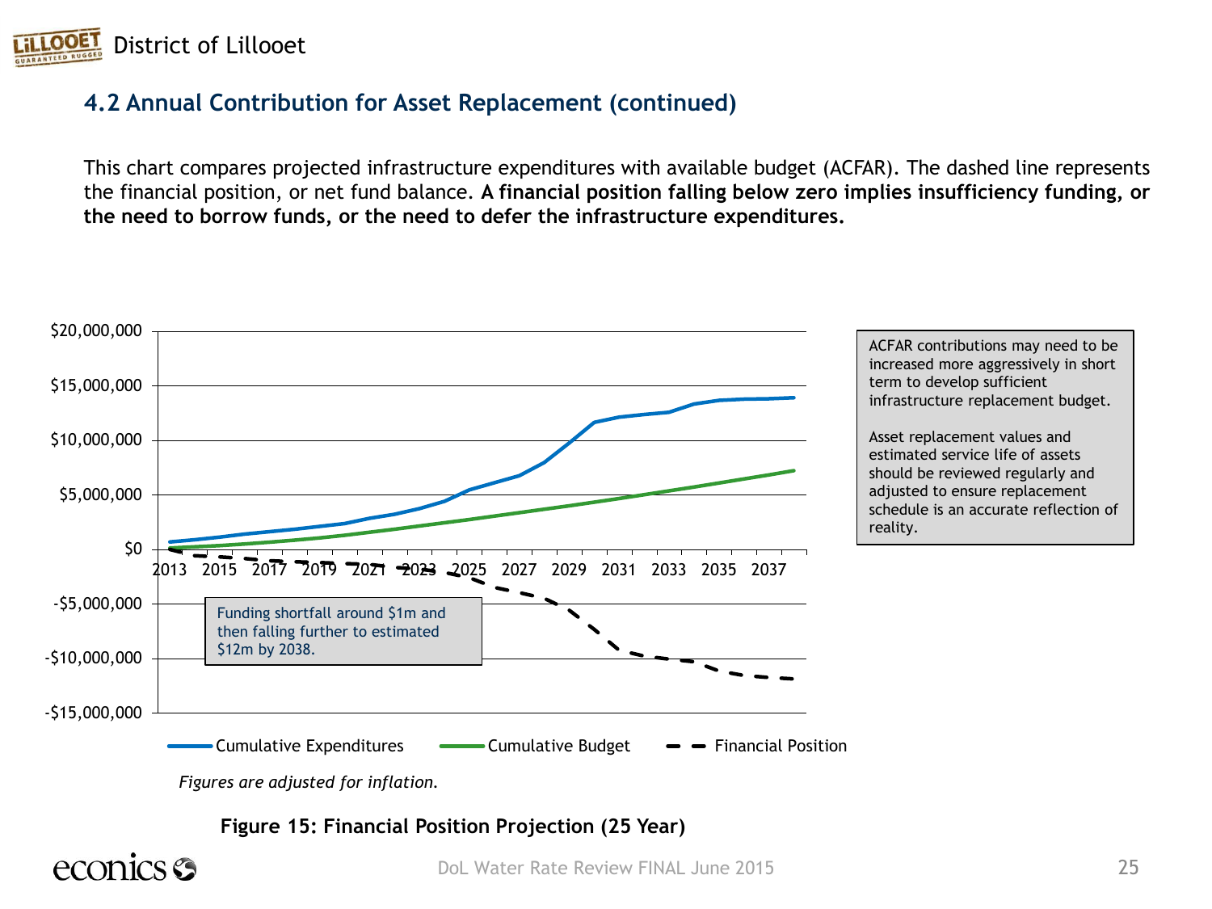## 4.2 Annual Contribution for Asset Replacement (continued)

This chart compares projected infrastructure expenditures with available budget (ACFAR). The dashed line represents the financial position, or net fund balance. **A financial position falling below zero implies insufficiency funding, or the need to borrow funds, or the need to defer the infrastructure expenditures.**

ACFAR contributions may need to be increased more aggressively in short term to develop sufficient infrastructure replacement budget.

Asset replacement values and estimated service life of assets should be reviewed regularly and adjusted to ensure replacement schedule is an accurate reflection of reality.

Funding shortfall around $1m and then falling further to estimated $12m by 2038.

Cumulative Expenditures — Cumulative Budget — Financial Position

*Figures are adjusted for inflation.*

**Figure 15: Financial Position Projection (25 Year)**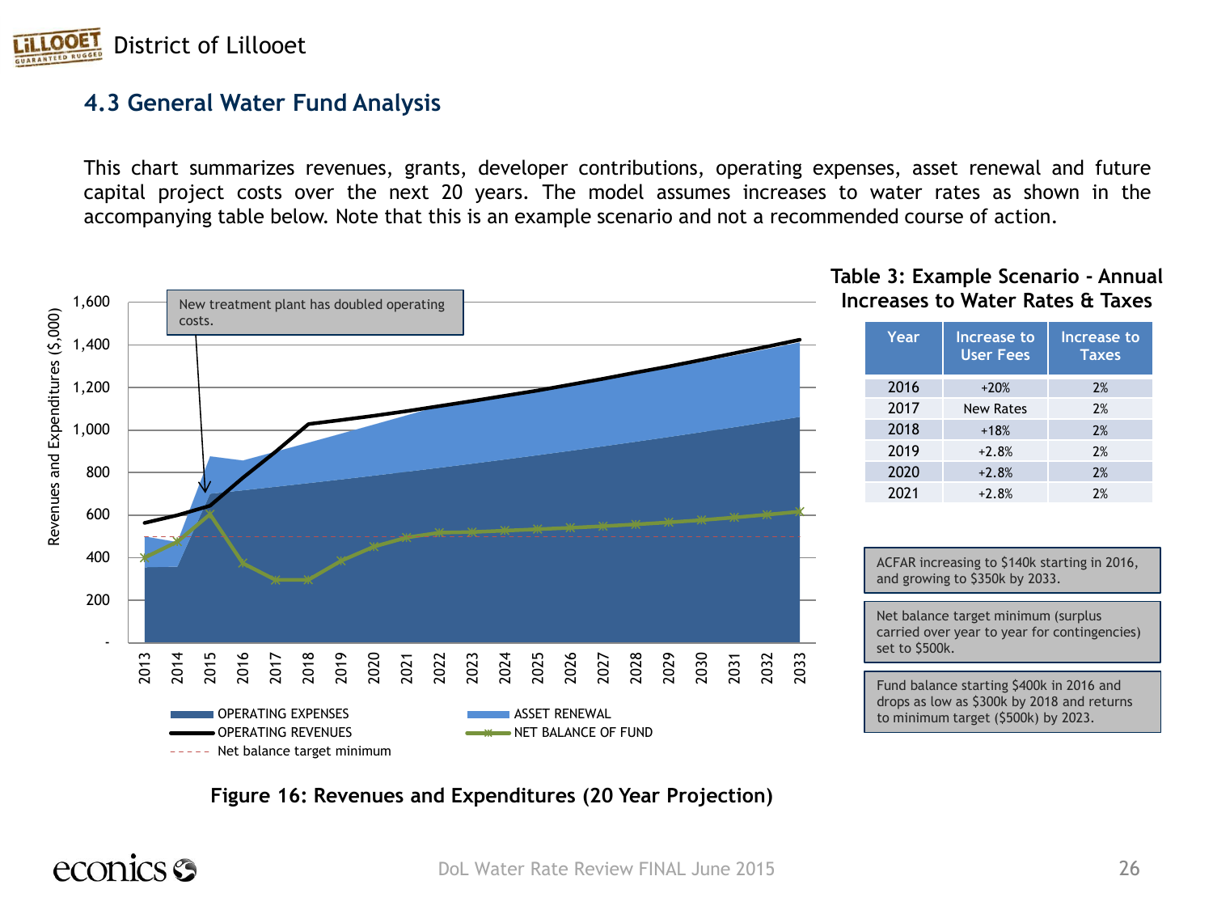## 4.3 General Water Fund Analysis

This chart summarizes revenues, grants, developer contributions, operating expenses, asset renewal and future capital project costs over the next 20 years. The model assumes increases to water rates as shown in the accompanying table below. Note that this is an example scenario and not a recommended course of action.

New treatment plant has doubled operating costs.

Figure 16: Revenues and Expenditures (20 Year Projection)

**Table 3: Example Scenario - Annual Increases to Water Rates & Taxes**

| Year | Increase to User Fees | Increase to Taxes |
|---|---|---|
| 2016 | +20% | 2% |
| 2017 | New Rates | 2% |
| 2018 | +18% | 2% |
| 2019 | +2.8% | 2% |
| 2020 | +2.8% | 2% |
| 2021 | +2.8% | 2% |

ACFAR increasing to $140k starting in 2016, and growing to $350k by 2033.

Net balance target minimum (surplus carried over year to year for contingencies) set to $500k.

Fund balance starting $400k in 2016 and drops as low as $300k by 2018 and returns to minimum target ($500k) by 2023.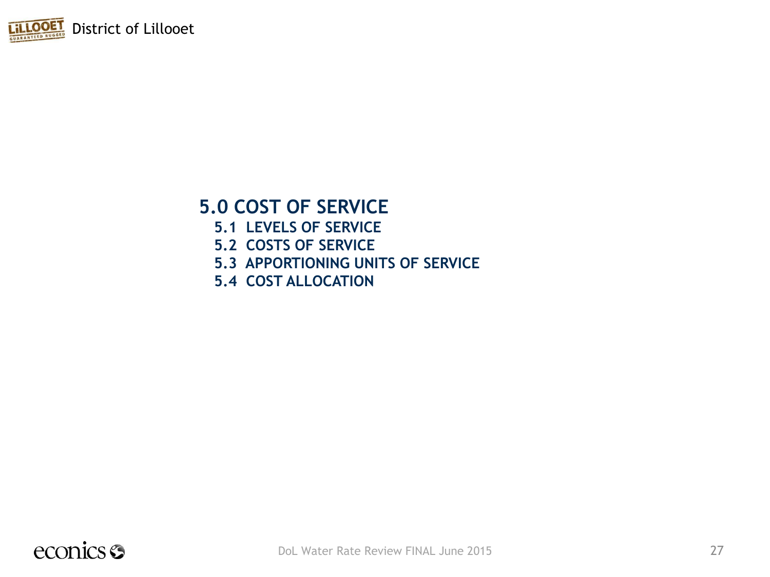# 5.0 COST OF SERVICE

## 5.1 LEVELS OF SERVICE

## 5.2 COSTS OF SERVICE

## 5.3 APPORTIONING UNITS OF SERVICE

## 5.4 COST ALLOCATION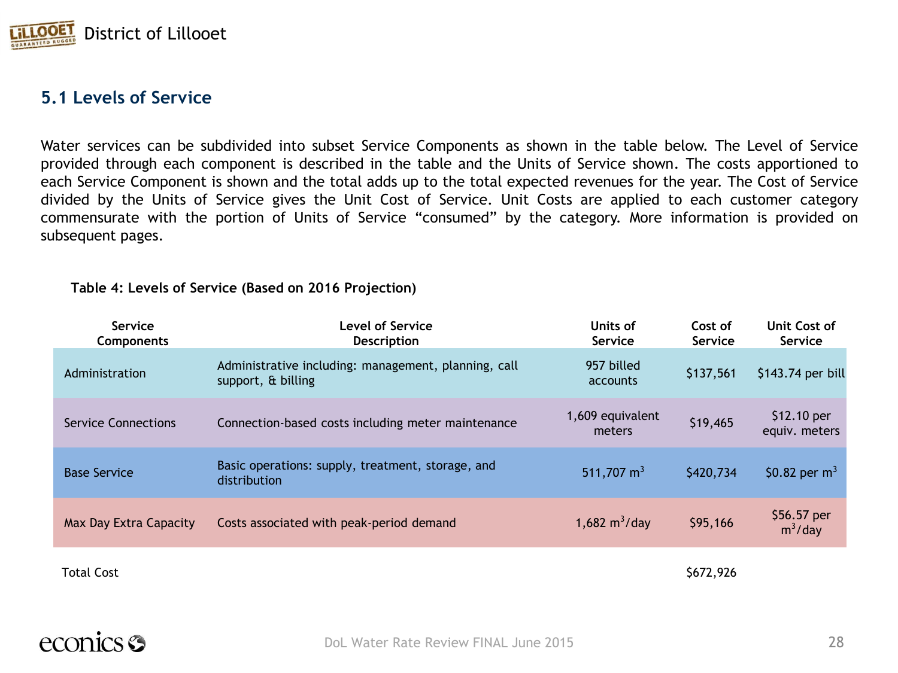## 5.1 Levels of Service

Water services can be subdivided into subset Service Components as shown in the table below. The Level of Service provided through each component is described in the table and the Units of Service shown. The costs apportioned to each Service Component is shown and the total adds up to the total expected revenues for the year. The Cost of Service divided by the Units of Service gives the Unit Cost of Service. Unit Costs are applied to each customer category commensurate with the portion of Units of Service "consumed" by the category. More information is provided on subsequent pages.

**Table 4: Levels of Service (Based on 2016 Projection)**

| Service Components | Level of Service Description | Units of Service | Cost of Service | Unit Cost of Service |
|---|---|---|---|---|
| Administration | Administrative including: management, planning, call support, & billing | 957 billed accounts | \$137,561 | \$143.74 per bill |
| Service Connections | Connection-based costs including meter maintenance | 1,609 equivalent meters | \$19,465 | \$12.10 per equiv. meters |
| Base Service | Basic operations: supply, treatment, storage, and distribution | 511,707 $m^3$ | \$420,734 | \$0.82 per $m^3$ |
| Max Day Extra Capacity | Costs associated with peak-period demand | 1,682 $m^3$/day | \$95,166 | \$56.57 per $m^3$/day |
| Total Cost | | | \$672,926 | |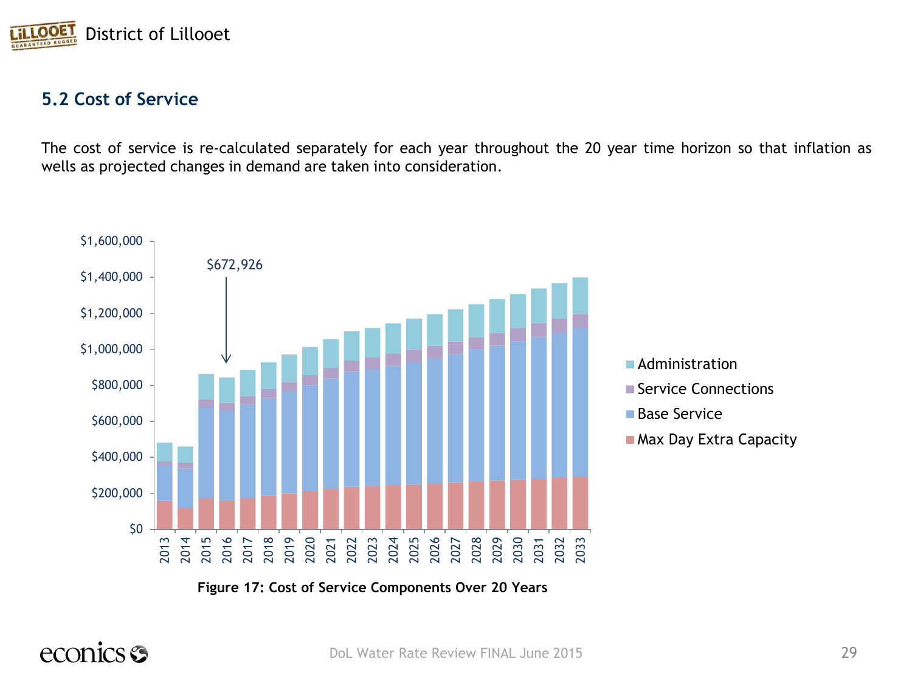## 5.2 Cost of Service

The cost of service is re-calculated separately for each year throughout the 20 year time horizon so that inflation as wells as projected changes in demand are taken into consideration.

**Figure 17: Cost of Service Components Over 20 Years**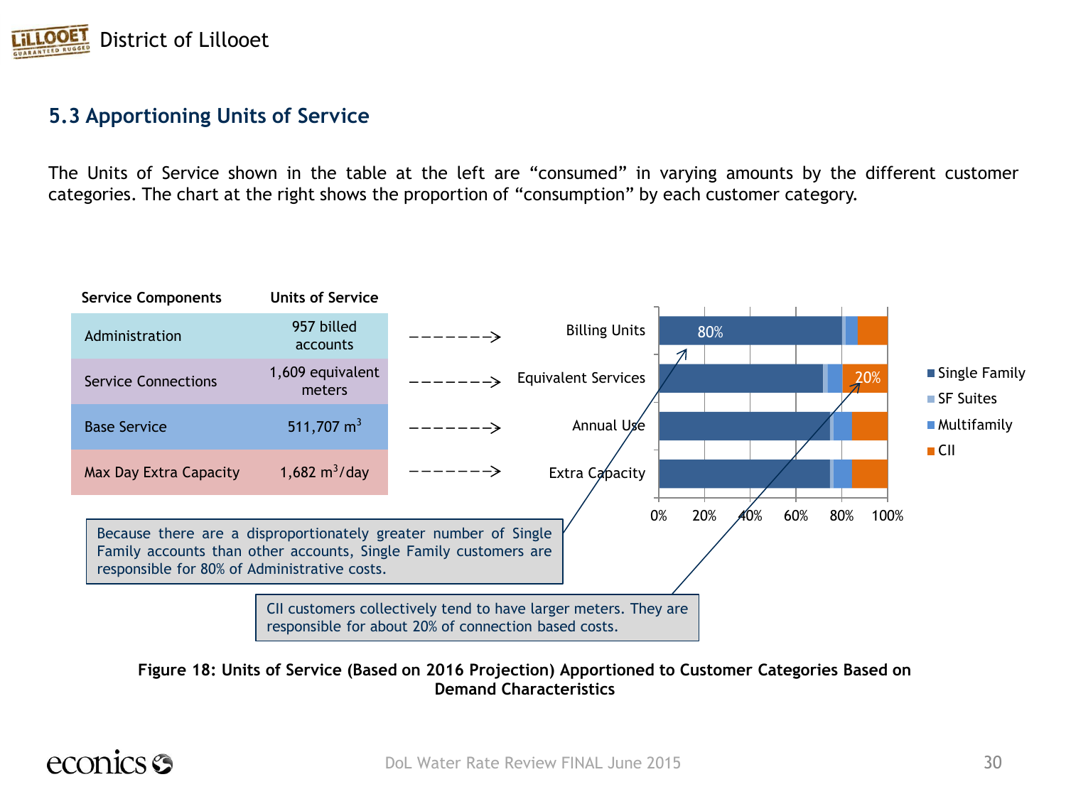## 5.3 Apportioning Units of Service

The Units of Service shown in the table at the left are "consumed" in varying amounts by the different customer categories. The chart at the right shows the proportion of "consumption" by each customer category.

| Service Components | Units of Service |
| --- | --- |
| Administration | 957 billed accounts |
| Service Connections | 1,609 equivalent meters |
| Base Service | 511,707 $m^3$ |
| Max Day Extra Capacity | 1,682 $m^3$/day |

Because there are a disproportionately greater number of Single Family accounts than other accounts, Single Family customers are responsible for 80% of Administrative costs.

CII customers collectively tend to have larger meters. They are responsible for about 20% of connection based costs.

**Figure 18: Units of Service (Based on 2016 Projection) Apportioned to Customer Categories Based on Demand Characteristics**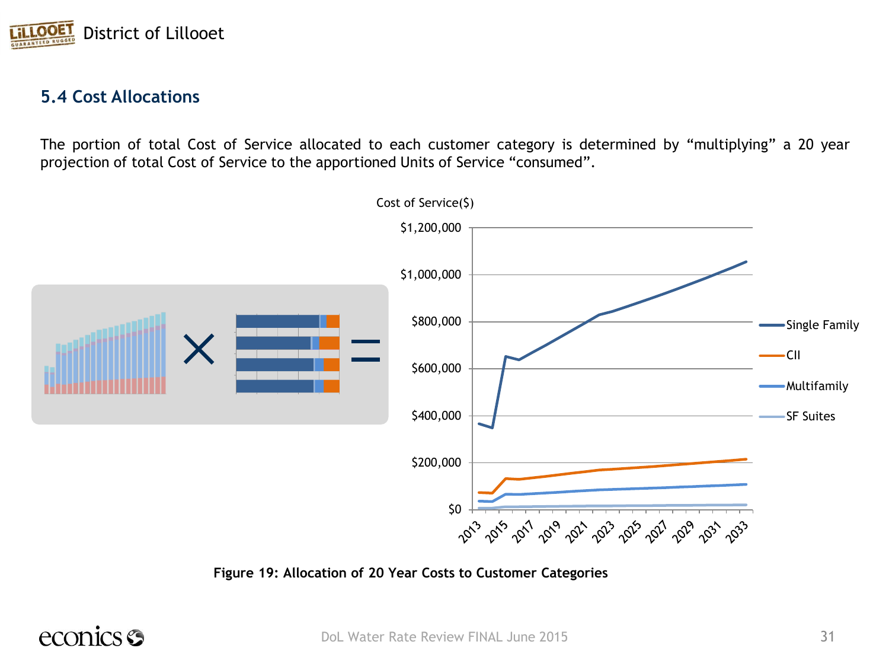## 5.4 Cost Allocations

The portion of total Cost of Service allocated to each customer category is determined by "multiplying" a 20 year projection of total Cost of Service to the apportioned Units of Service "consumed".

**Figure 19: Allocation of 20 Year Costs to Customer Categories**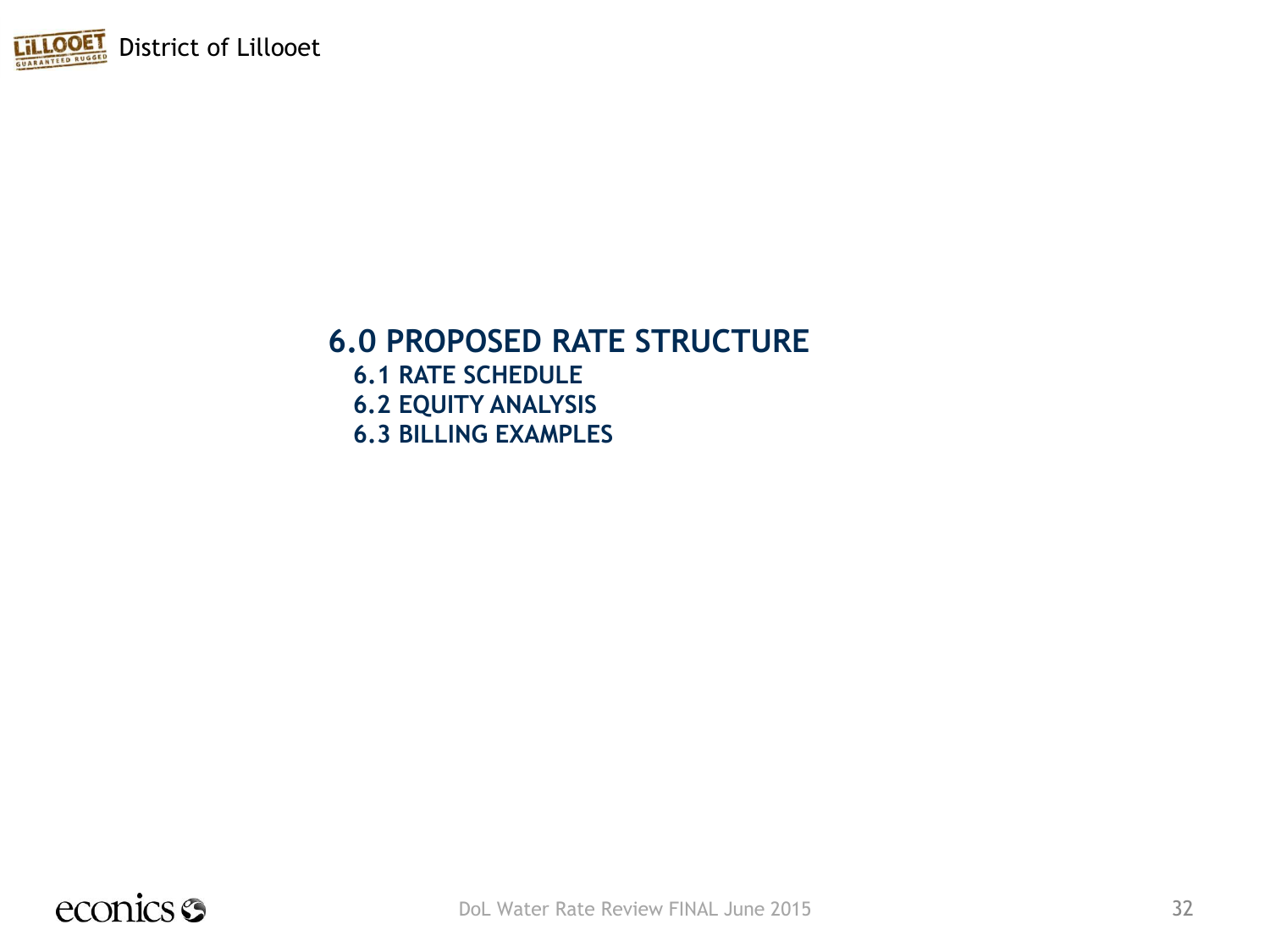# 6.0 PROPOSED RATE STRUCTURE

## 6.1 RATE SCHEDULE

## 6.2 EQUITY ANALYSIS

## 6.3 BILLING EXAMPLES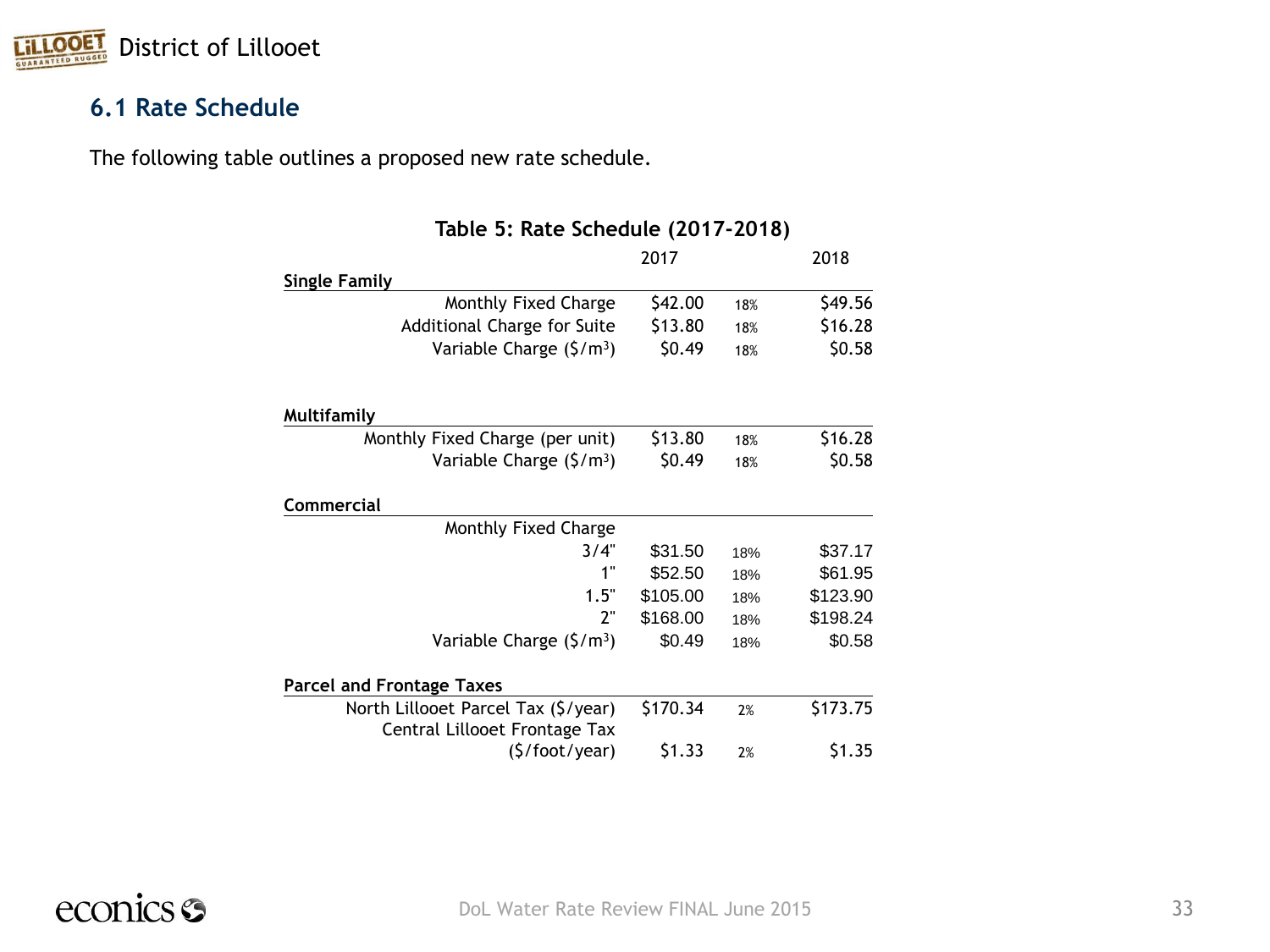## 6.1 Rate Schedule

The following table outlines a proposed new rate schedule.

**Table 5: Rate Schedule (2017-2018)**

| | 2017 | | 2018 |
|---|---|---|---|
| **Single Family** | | | |
| Monthly Fixed Charge | $42.00 | 18% | $49.56 |
| Additional Charge for Suite | $13.80 | 18% | $16.28 |
| Variable Charge ($/m³) | $0.49 | 18% | $0.58 |
| **Multifamily** | | | |
| Monthly Fixed Charge (per unit) | $13.80 | 18% | $16.28 |
| Variable Charge ($/m³) | $0.49 | 18% | $0.58 |
| **Commercial** | | | |
| Monthly Fixed Charge | | | |
| 3/4" | $31.50 | 18% | $37.17 |
| 1" | $52.50 | 18% | $61.95 |
| 1.5" | $105.00 | 18% | $123.90 |
| 2" | $168.00 | 18% | $198.24 |
| Variable Charge ($/m³) | $0.49 | 18% | $0.58 |
| **Parcel and Frontage Taxes** | | | |
| North Lillooet Parcel Tax ($/year) | $170.34 | 2% | $173.75 |
| Central Lillooet Frontage Tax ($/foot/year) | $1.33 | 2% | $1.35 |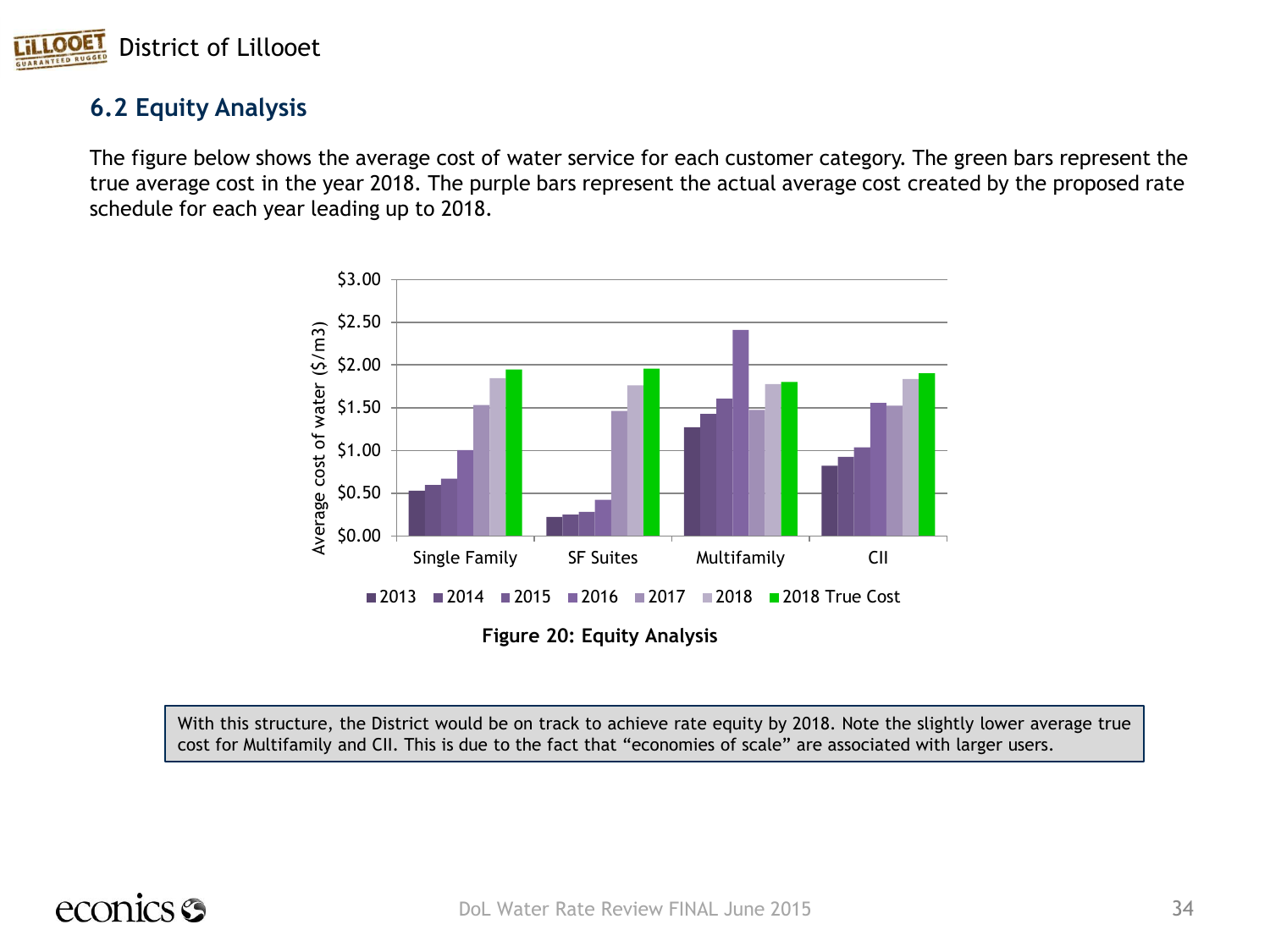## 6.2 Equity Analysis

The figure below shows the average cost of water service for each customer category. The green bars represent the true average cost in the year 2018. The purple bars represent the actual average cost created by the proposed rate schedule for each year leading up to 2018.

**Figure 20: Equity Analysis**

With this structure, the District would be on track to achieve rate equity by 2018. Note the slightly lower average true cost for Multifamily and CII. This is due to the fact that "economies of scale" are associated with larger users.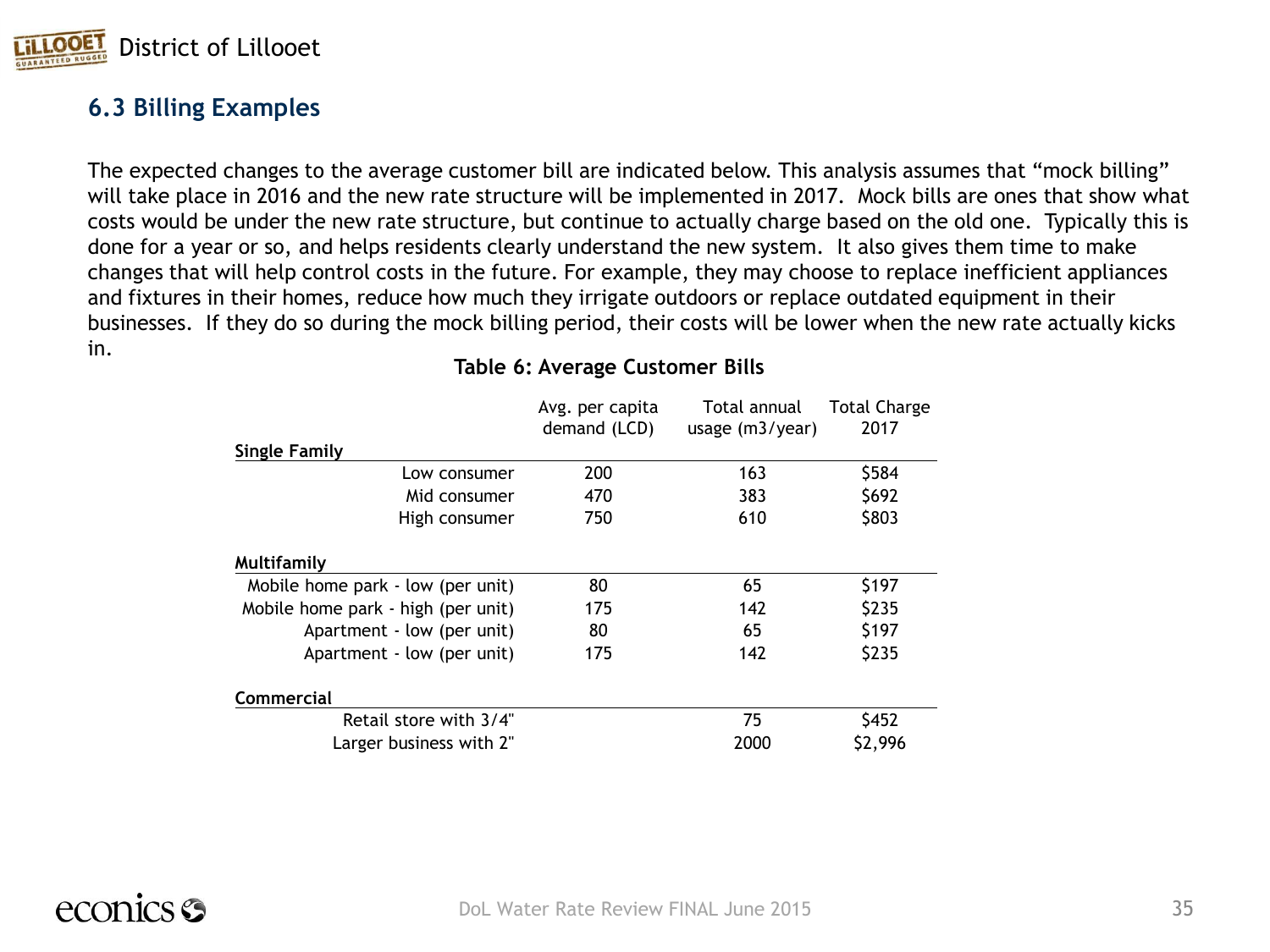## 6.3 Billing Examples

The expected changes to the average customer bill are indicated below. This analysis assumes that "mock billing" will take place in 2016 and the new rate structure will be implemented in 2017. Mock bills are ones that show what costs would be under the new rate structure, but continue to actually charge based on the old one. Typically this is done for a year or so, and helps residents clearly understand the new system. It also gives them time to make changes that will help control costs in the future. For example, they may choose to replace inefficient appliances and fixtures in their homes, reduce how much they irrigate outdoors or replace outdated equipment in their businesses. If they do so during the mock billing period, their costs will be lower when the new rate actually kicks in.

**Table 6: Average Customer Bills**

| | Avg. per capita demand (LCD) | Total annual usage (m3/year) | Total Charge 2017 |
|---|---|---|---|
| **Single Family** | | | |
| Low consumer | 200 | 163 | $584 |
| Mid consumer | 470 | 383 | $692 |
| High consumer | 750 | 610 | $803 |
| **Multifamily** | | | |
| Mobile home park - low (per unit) | 80 | 65 | $197 |
| Mobile home park - high (per unit) | 175 | 142 | $235 |
| Apartment - low (per unit) | 80 | 65 | $197 |
| Apartment - low (per unit) | 175 | 142 | $235 |
| **Commercial** | | | |
| Retail store with 3/4" | | 75 | $452 |
| Larger business with 2" | | 2000 | $2,996 |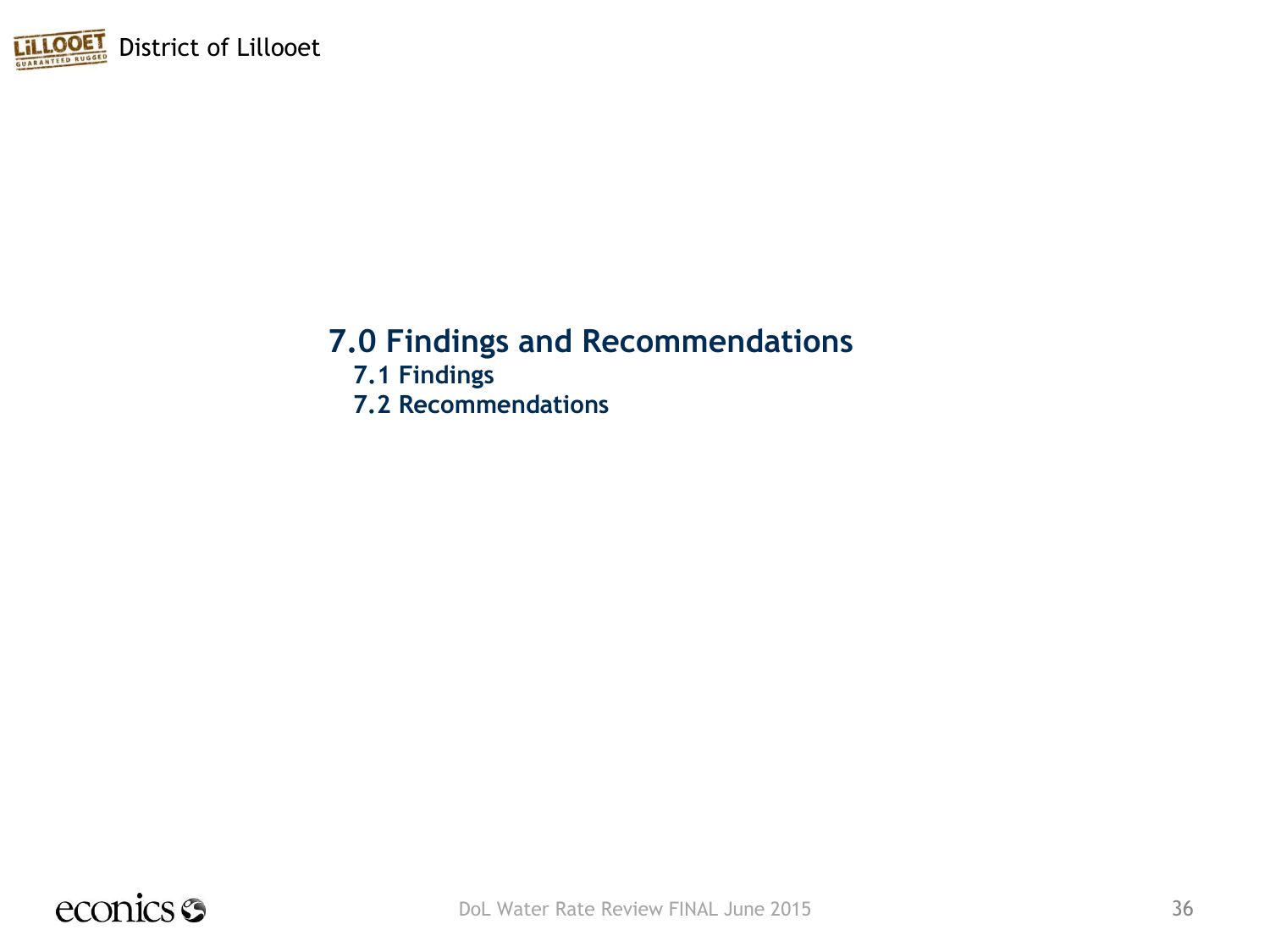# 7.0 Findings and Recommendations

## 7.1 Findings

## 7.2 Recommendations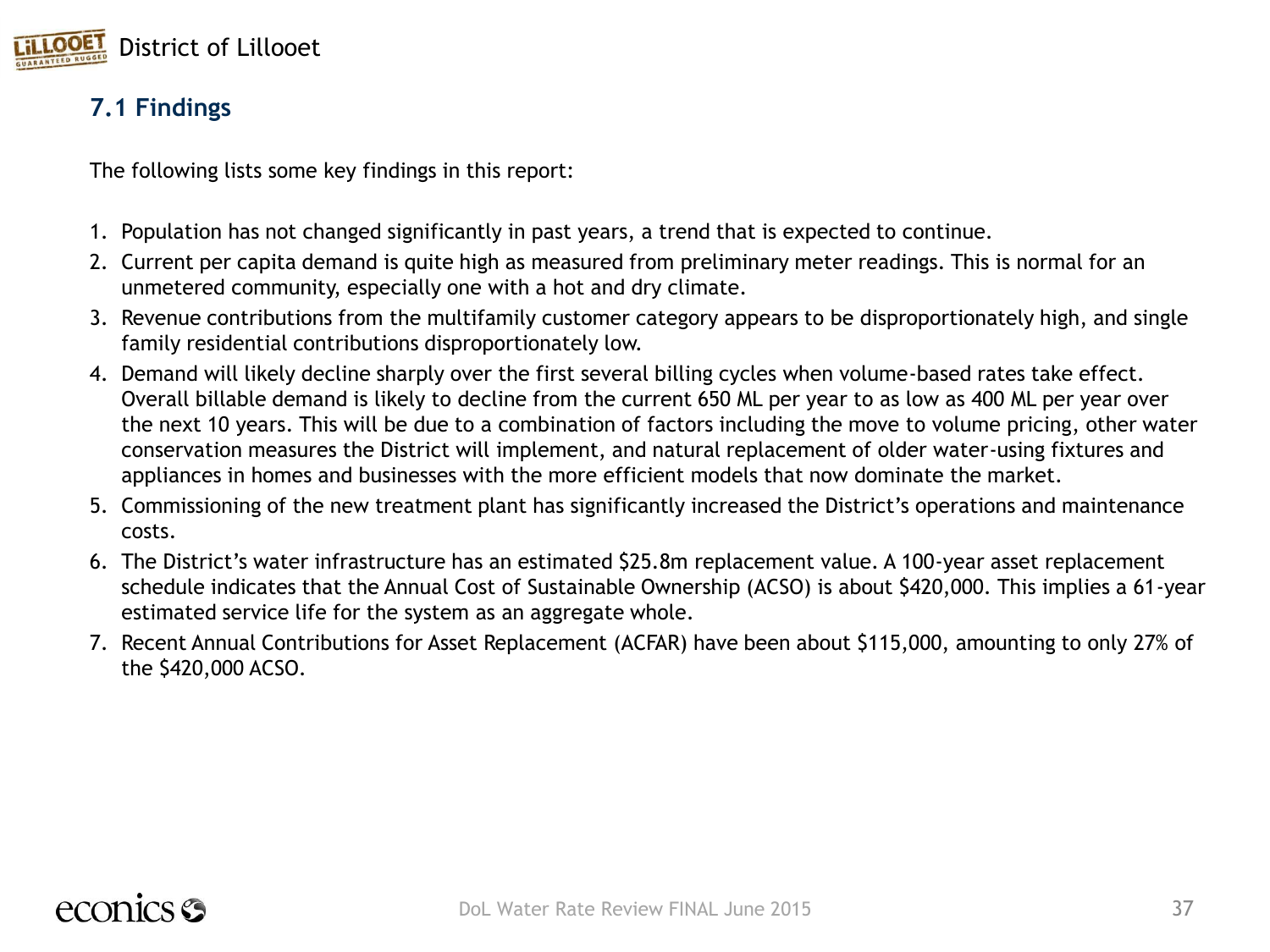## 7.1 Findings

The following lists some key findings in this report:

1. Population has not changed significantly in past years, a trend that is expected to continue.
2. Current per capita demand is quite high as measured from preliminary meter readings. This is normal for an unmetered community, especially one with a hot and dry climate.
3. Revenue contributions from the multifamily customer category appears to be disproportionately high, and single family residential contributions disproportionately low.
4. Demand will likely decline sharply over the first several billing cycles when volume-based rates take effect. Overall billable demand is likely to decline from the current 650 ML per year to as low as 400 ML per year over the next 10 years. This will be due to a combination of factors including the move to volume pricing, other water conservation measures the District will implement, and natural replacement of older water-using fixtures and appliances in homes and businesses with the more efficient models that now dominate the market.
5. Commissioning of the new treatment plant has significantly increased the District's operations and maintenance costs.
6. The District's water infrastructure has an estimated $25.8m replacement value. A 100-year asset replacement schedule indicates that the Annual Cost of Sustainable Ownership (ACSO) is about $420,000. This implies a 61-year estimated service life for the system as an aggregate whole.
7. Recent Annual Contributions for Asset Replacement (ACFAR) have been about $115,000, amounting to only 27% of the $420,000 ACSO.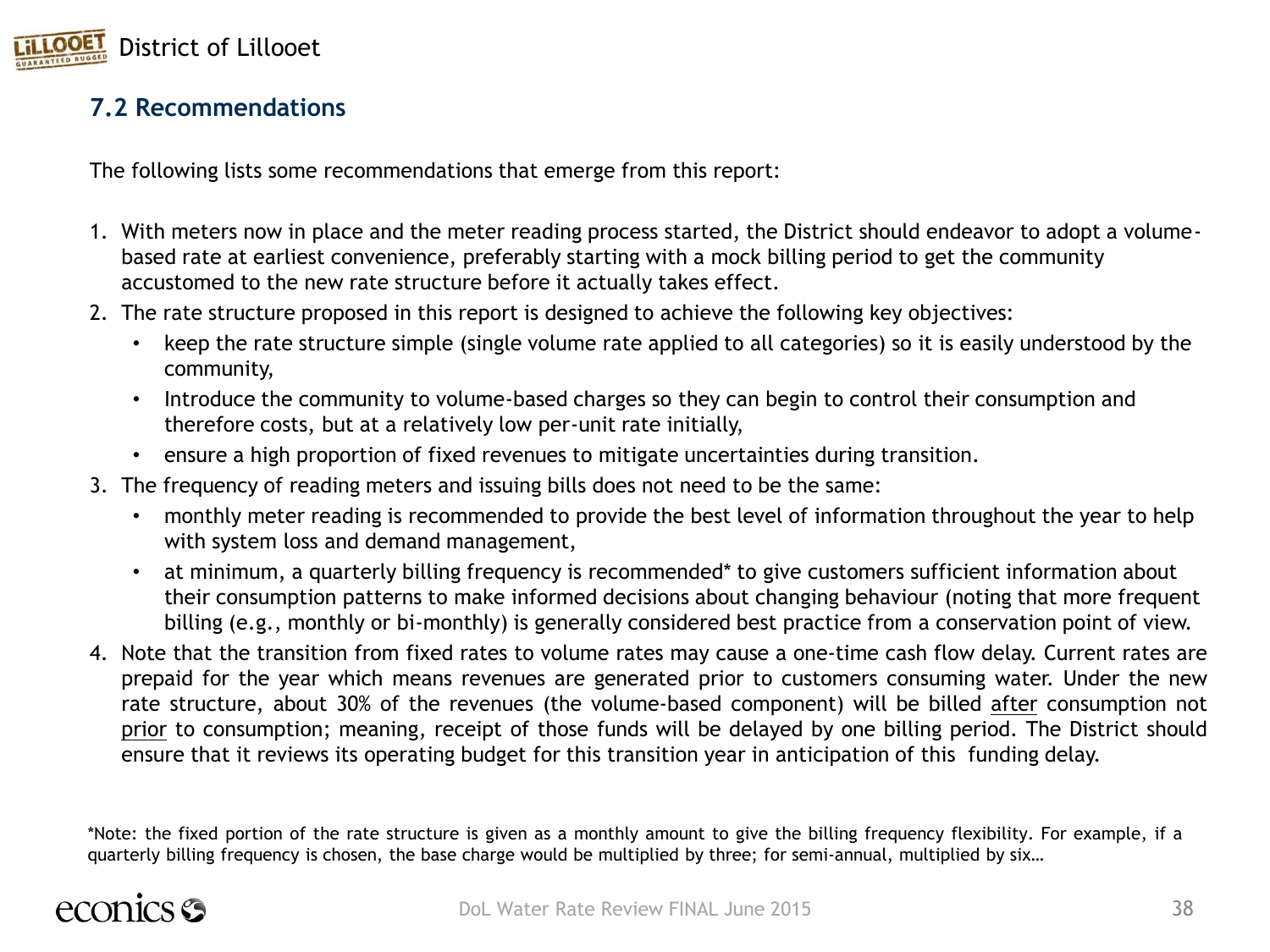## 7.2 Recommendations

The following lists some recommendations that emerge from this report:

1. With meters now in place and the meter reading process started, the District should endeavor to adopt a volume-based rate at earliest convenience, preferably starting with a mock billing period to get the community accustomed to the new rate structure before it actually takes effect.
2. The rate structure proposed in this report is designed to achieve the following key objectives:
   - keep the rate structure simple (single volume rate applied to all categories) so it is easily understood by the community,
   - Introduce the community to volume-based charges so they can begin to control their consumption and therefore costs, but at a relatively low per-unit rate initially,
   - ensure a high proportion of fixed revenues to mitigate uncertainties during transition.
3. The frequency of reading meters and issuing bills does not need to be the same:
   - monthly meter reading is recommended to provide the best level of information throughout the year to help with system loss and demand management,
   - at minimum, a quarterly billing frequency is recommended* to give customers sufficient information about their consumption patterns to make informed decisions about changing behaviour (noting that more frequent billing (e.g., monthly or bi-monthly) is generally considered best practice from a conservation point of view.
4. Note that the transition from fixed rates to volume rates may cause a one-time cash flow delay. Current rates are prepaid for the year which means revenues are generated prior to customers consuming water. Under the new rate structure, about 30% of the revenues (the volume-based component) will be billed <u>after</u> consumption not <u>prior</u> to consumption; meaning, receipt of those funds will be delayed by one billing period. The District should ensure that it reviews its operating budget for this transition year in anticipation of this funding delay.

*Note: the fixed portion of the rate structure is given as a monthly amount to give the billing frequency flexibility. For example, if a quarterly billing frequency is chosen, the base charge would be multiplied by three; for semi-annual, multiplied by six…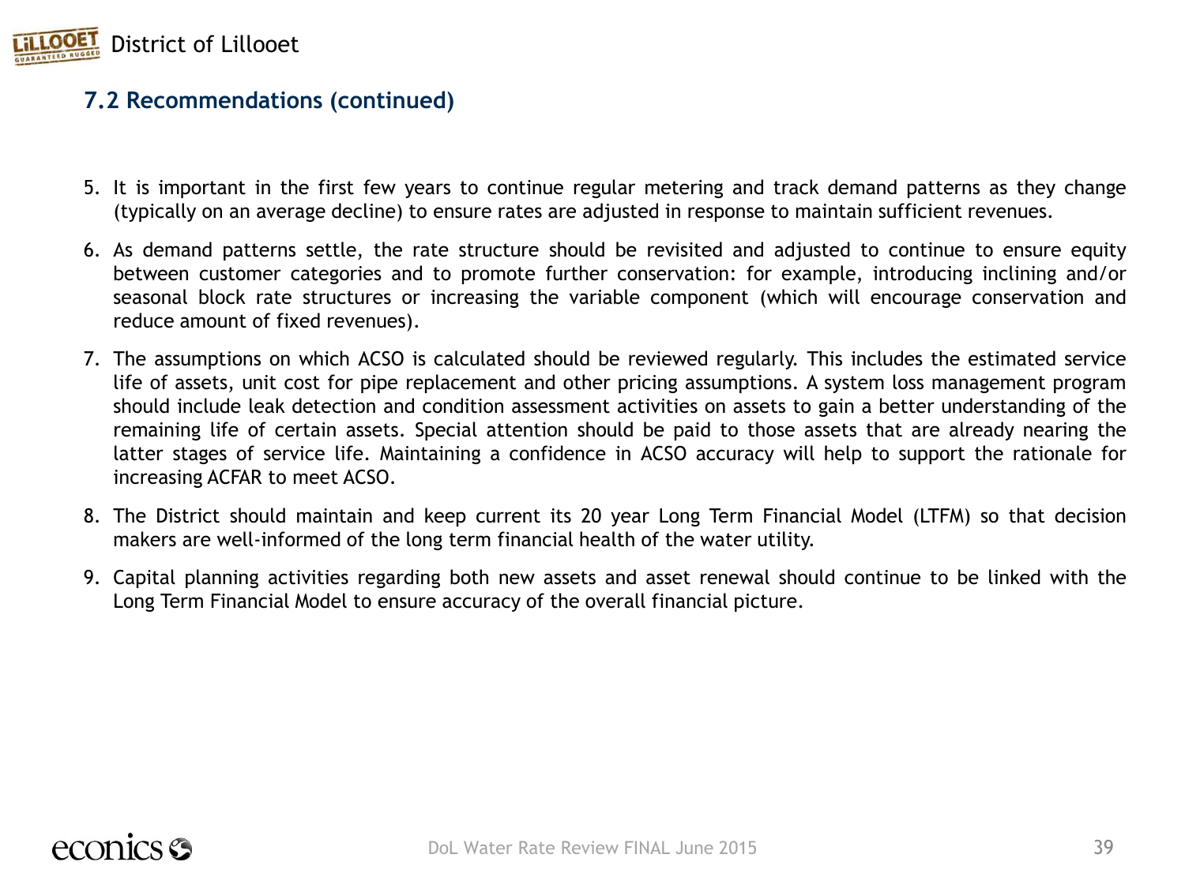## 7.2 Recommendations (continued)

5. It is important in the first few years to continue regular metering and track demand patterns as they change (typically on an average decline) to ensure rates are adjusted in response to maintain sufficient revenues.
6. As demand patterns settle, the rate structure should be revisited and adjusted to continue to ensure equity between customer categories and to promote further conservation: for example, introducing inclining and/or seasonal block rate structures or increasing the variable component (which will encourage conservation and reduce amount of fixed revenues).
7. The assumptions on which ACSO is calculated should be reviewed regularly. This includes the estimated service life of assets, unit cost for pipe replacement and other pricing assumptions. A system loss management program should include leak detection and condition assessment activities on assets to gain a better understanding of the remaining life of certain assets. Special attention should be paid to those assets that are already nearing the latter stages of service life. Maintaining a confidence in ACSO accuracy will help to support the rationale for increasing ACFAR to meet ACSO.
8. The District should maintain and keep current its 20 year Long Term Financial Model (LTFM) so that decision makers are well-informed of the long term financial health of the water utility.
9. Capital planning activities regarding both new assets and asset renewal should continue to be linked with the Long Term Financial Model to ensure accuracy of the overall financial picture.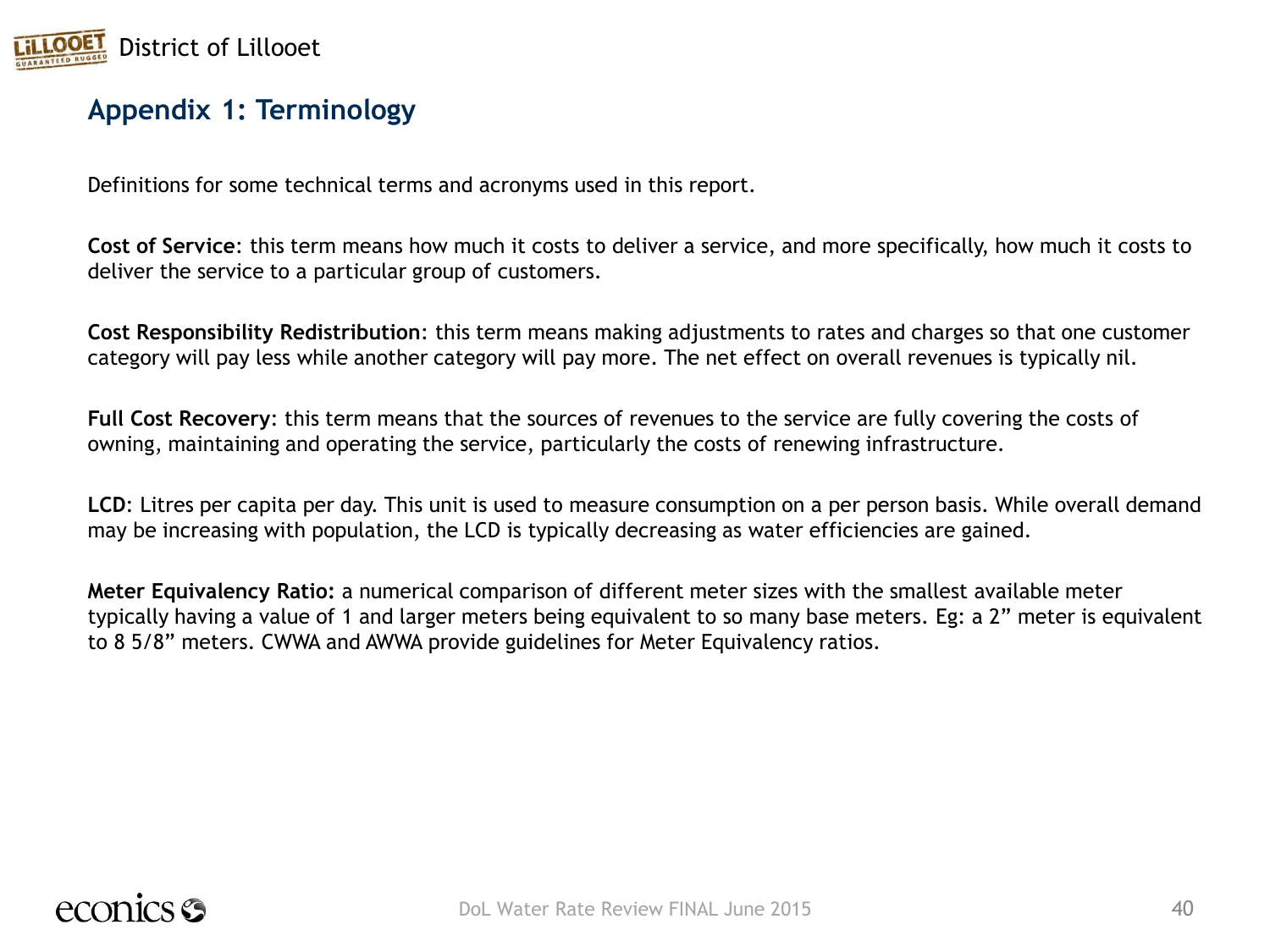## Appendix 1: Terminology

Definitions for some technical terms and acronyms used in this report.

**Cost of Service**: this term means how much it costs to deliver a service, and more specifically, how much it costs to deliver the service to a particular group of customers.

**Cost Responsibility Redistribution**: this term means making adjustments to rates and charges so that one customer category will pay less while another category will pay more. The net effect on overall revenues is typically nil.

**Full Cost Recovery**: this term means that the sources of revenues to the service are fully covering the costs of owning, maintaining and operating the service, particularly the costs of renewing infrastructure.

**LCD**: Litres per capita per day. This unit is used to measure consumption on a per person basis. While overall demand may be increasing with population, the LCD is typically decreasing as water efficiencies are gained.

**Meter Equivalency Ratio:** a numerical comparison of different meter sizes with the smallest available meter typically having a value of 1 and larger meters being equivalent to so many base meters. Eg: a 2" meter is equivalent to 8 5/8" meters. CWWA and AWWA provide guidelines for Meter Equivalency ratios.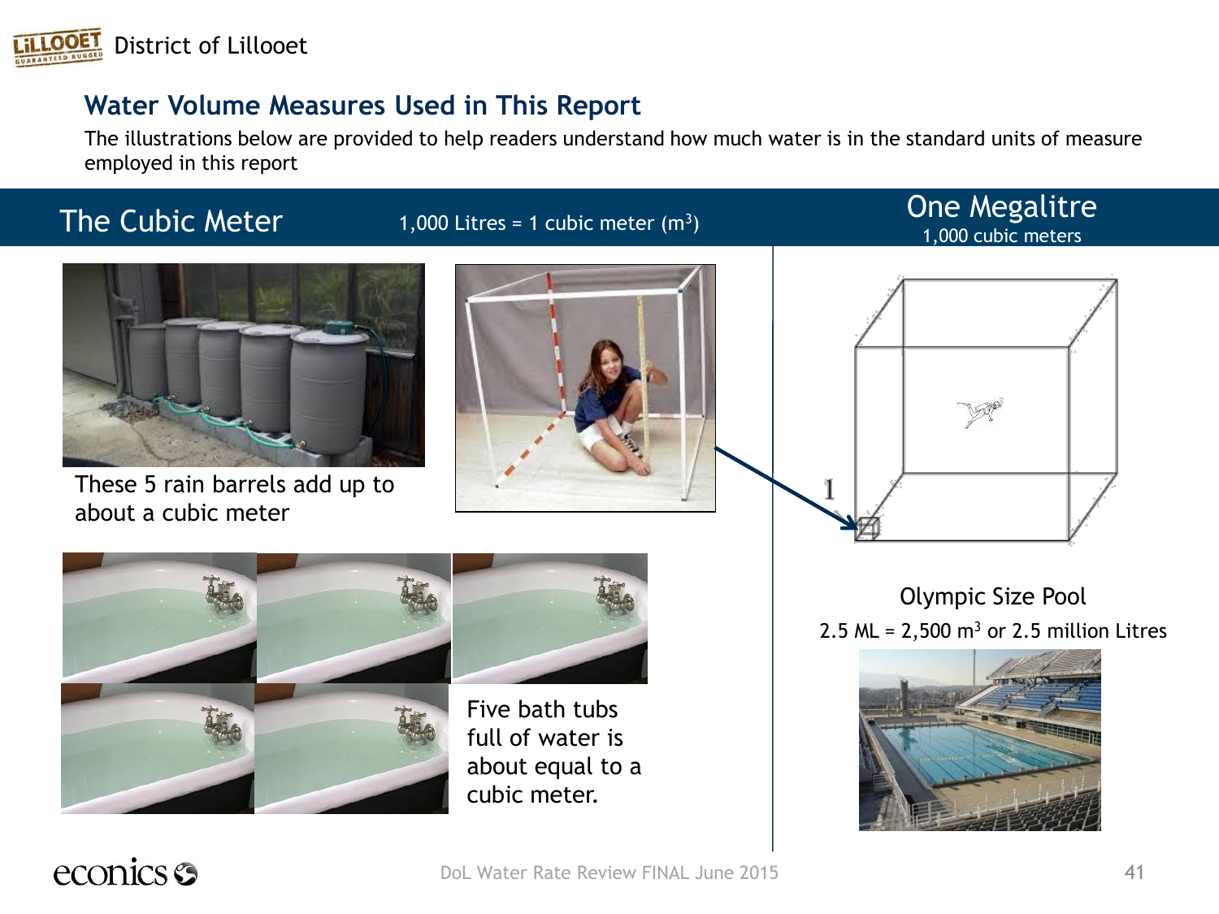## Water Volume Measures Used in This Report

The illustrations below are provided to help readers understand how much water is in the standard units of measure employed in this report

### The Cubic Meter

1,000 Litres = 1 cubic meter ($m^3$)

These 5 rain barrels add up to about a cubic meter

Five bath tubs full of water is about equal to a cubic meter.

### One Megalitre

1,000 cubic meters

Olympic Size Pool

2.5 ML = 2,500 $m^3$ or 2.5 million Litres